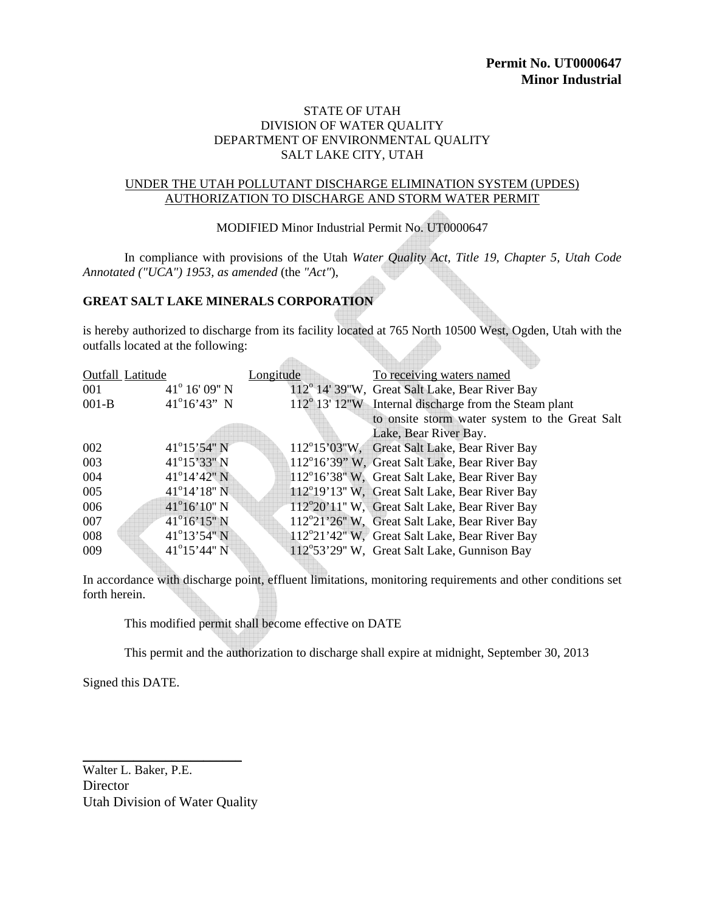**Permit No. UT0000647**
**Minor Industrial**

STATE OF UTAH
DIVISION OF WATER QUALITY
DEPARTMENT OF ENVIRONMENTAL QUALITY
SALT LAKE CITY, UTAH

UNDER THE UTAH POLLUTANT DISCHARGE ELIMINATION SYSTEM (UPDES)
AUTHORIZATION TO DISCHARGE AND STORM WATER PERMIT

MODIFIED Minor Industrial Permit No. UT0000647

In compliance with provisions of the Utah *Water Quality Act, Title 19, Chapter 5, Utah Code Annotated ("UCA") 1953, as amended* (the *"Act"*),

**GREAT SALT LAKE MINERALS CORPORATION**

is hereby authorized to discharge from its facility located at 765 North 10500 West, Ogden, Utah with the outfalls located at the following:

| Outfall | Latitude | Longitude | To receiving waters named |
|---|---|---|---|
| 001 | 41° 16' 09" N | 112° 14' 39"W, | Great Salt Lake, Bear River Bay |
| 001-B | 41°16'43" N | 112° 13' 12"W | Internal discharge from the Steam plant to onsite storm water system to the Great Salt Lake, Bear River Bay. |
| 002 | 41°15'54" N | 112°15'03"W, | Great Salt Lake, Bear River Bay |
| 003 | 41°15'33" N | 112°16'39" W, | Great Salt Lake, Bear River Bay |
| 004 | 41°14'42" N | 112°16'38" W, | Great Salt Lake, Bear River Bay |
| 005 | 41°14'18" N | 112°19'13" W, | Great Salt Lake, Bear River Bay |
| 006 | 41°16'10" N | 112°20'11" W, | Great Salt Lake, Bear River Bay |
| 007 | 41°16'15" N | 112°21'26" W, | Great Salt Lake, Bear River Bay |
| 008 | 41°13'54" N | 112°21'42" W, | Great Salt Lake, Bear River Bay |
| 009 | 41°15'44" N | 112°53'29" W, | Great Salt Lake, Gunnison Bay |

In accordance with discharge point, effluent limitations, monitoring requirements and other conditions set forth herein.

This modified permit shall become effective on DATE

This permit and the authorization to discharge shall expire at midnight, September 30, 2013

Signed this DATE.

\_\_\_\_\_\_\_\_\_\_\_\_\_\_\_\_\_\_\_\_\_\_\_\_\_\_

Walter L. Baker, P.E.
Director
Utah Division of Water Quality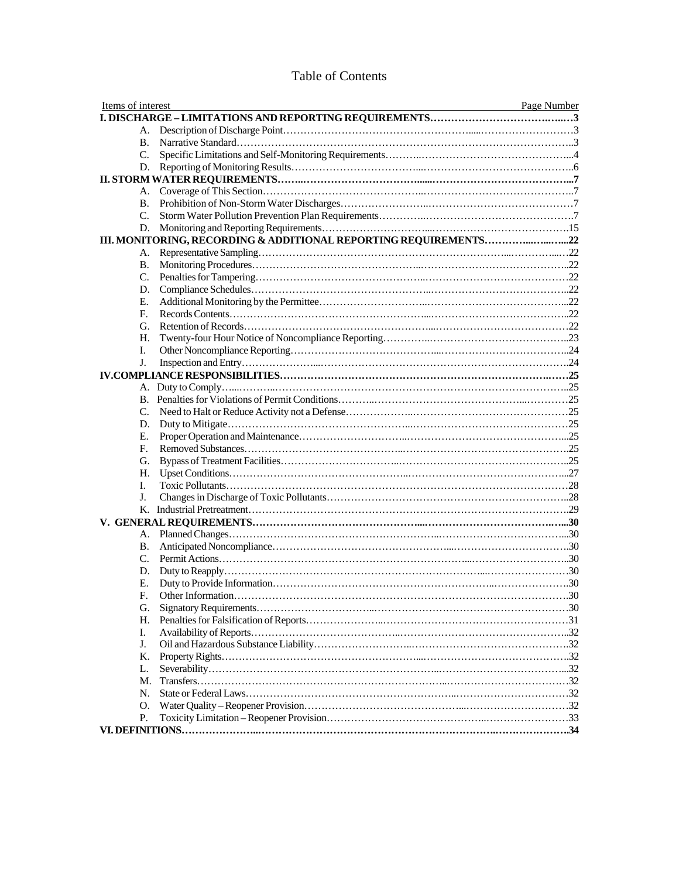# Table of Contents

| Items of interest | Page Number |
|---|---|
| **I. DISCHARGE – LIMITATIONS AND REPORTING REQUIREMENTS** | **3** |
| A. Description of Discharge Point | 3 |
| B. Narrative Standard | 3 |
| C. Specific Limitations and Self-Monitoring Requirements | 4 |
| D. Reporting of Monitoring Results | 6 |
| **II. STORM WATER REQUIREMENTS** | **7** |
| A. Coverage of This Section | 7 |
| B. Prohibition of Non-Storm Water Discharges | 7 |
| C. Storm Water Pollution Prevention Plan Requirements | 7 |
| D. Monitoring and Reporting Requirements | 15 |
| **III. MONITORING, RECORDING & ADDITIONAL REPORTING REQUIREMENTS** | **22** |
| A. Representative Sampling | 22 |
| B. Monitoring Procedures | 22 |
| C. Penalties for Tampering | 22 |
| D. Compliance Schedules | 22 |
| E. Additional Monitoring by the Permittee | 22 |
| F. Records Contents | 22 |
| G. Retention of Records | 22 |
| H. Twenty-four Hour Notice of Noncompliance Reporting | 23 |
| I. Other Noncompliance Reporting | 24 |
| J. Inspection and Entry | 24 |
| **IV. COMPLIANCE RESPONSIBILITIES** | **25** |
| A. Duty to Comply | 25 |
| B. Penalties for Violations of Permit Conditions | 25 |
| C. Need to Halt or Reduce Activity not a Defense | 25 |
| D. Duty to Mitigate | 25 |
| E. Proper Operation and Maintenance | 25 |
| F. Removed Substances | 25 |
| G. Bypass of Treatment Facilities | 25 |
| H. Upset Conditions | 27 |
| I. Toxic Pollutants | 28 |
| J. Changes in Discharge of Toxic Pollutants | 28 |
| K. Industrial Pretreatment | 29 |
| **V. GENERAL REQUIREMENTS** | **30** |
| A. Planned Changes | 30 |
| B. Anticipated Noncompliance | 30 |
| C. Permit Actions | 30 |
| D. Duty to Reapply | 30 |
| E. Duty to Provide Information | 30 |
| F. Other Information | 30 |
| G. Signatory Requirements | 30 |
| H. Penalties for Falsification of Reports | 31 |
| I. Availability of Reports | 32 |
| J. Oil and Hazardous Substance Liability | 32 |
| K. Property Rights | 32 |
| L. Severability | 32 |
| M. Transfers | 32 |
| N. State or Federal Laws | 32 |
| O. Water Quality – Reopener Provision | 32 |
| P. Toxicity Limitation – Reopener Provision | 33 |
| **VI. DEFINITIONS** | **34** |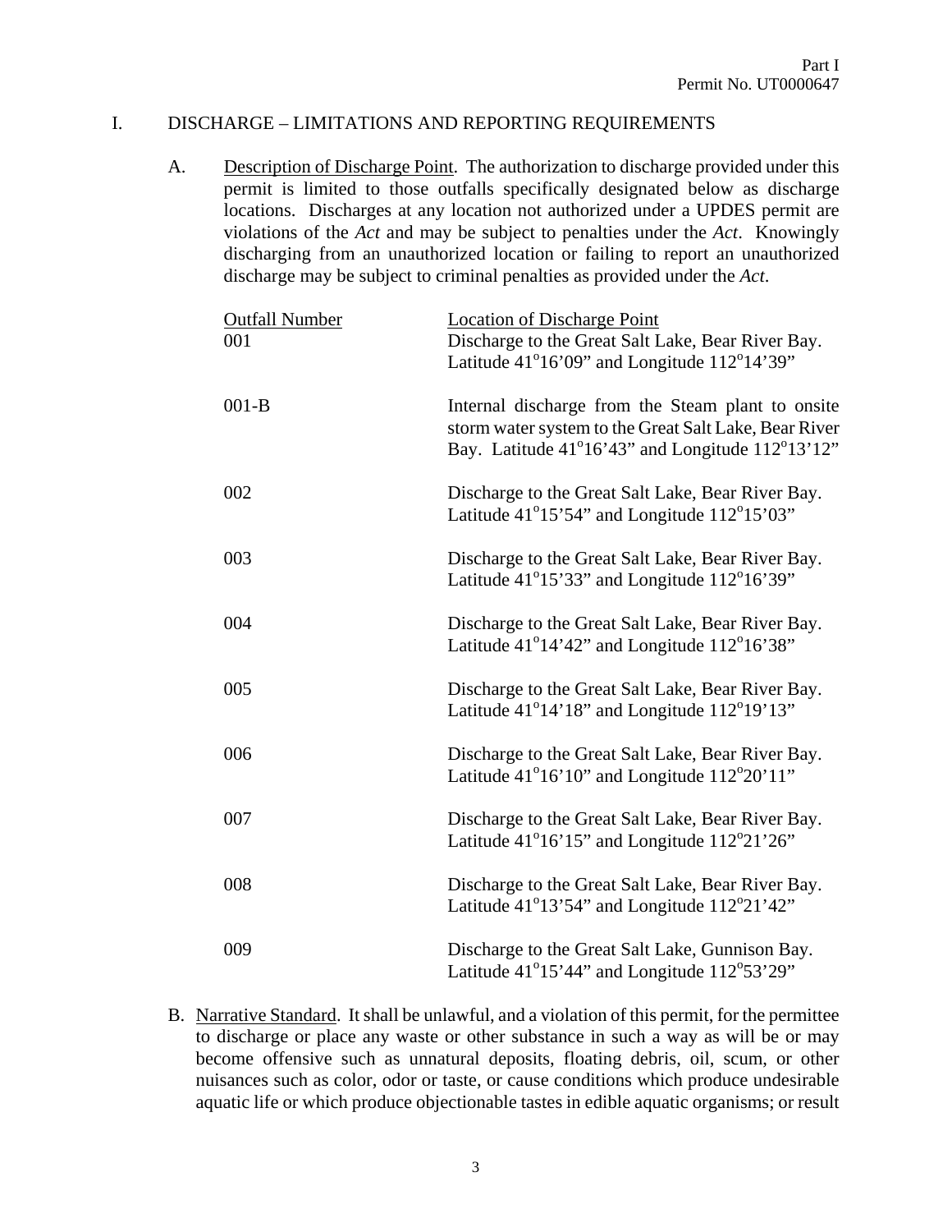Part I
Permit No. UT0000647

# I. DISCHARGE – LIMITATIONS AND REPORTING REQUIREMENTS

A. Description of Discharge Point. The authorization to discharge provided under this permit is limited to those outfalls specifically designated below as discharge locations. Discharges at any location not authorized under a UPDES permit are violations of the *Act* and may be subject to penalties under the *Act*. Knowingly discharging from an unauthorized location or failing to report an unauthorized discharge may be subject to criminal penalties as provided under the *Act*.

| Outfall Number | Location of Discharge Point |
|---|---|
| 001 | Discharge to the Great Salt Lake, Bear River Bay. Latitude 41°16'09" and Longitude 112°14'39" |
| 001-B | Internal discharge from the Steam plant to onsite storm water system to the Great Salt Lake, Bear River Bay. Latitude 41°16'43" and Longitude 112°13'12" |
| 002 | Discharge to the Great Salt Lake, Bear River Bay. Latitude 41°15'54" and Longitude 112°15'03" |
| 003 | Discharge to the Great Salt Lake, Bear River Bay. Latitude 41°15'33" and Longitude 112°16'39" |
| 004 | Discharge to the Great Salt Lake, Bear River Bay. Latitude 41°14'42" and Longitude 112°16'38" |
| 005 | Discharge to the Great Salt Lake, Bear River Bay. Latitude 41°14'18" and Longitude 112°19'13" |
| 006 | Discharge to the Great Salt Lake, Bear River Bay. Latitude 41°16'10" and Longitude 112°20'11" |
| 007 | Discharge to the Great Salt Lake, Bear River Bay. Latitude 41°16'15" and Longitude 112°21'26" |
| 008 | Discharge to the Great Salt Lake, Bear River Bay. Latitude 41°13'54" and Longitude 112°21'42" |
| 009 | Discharge to the Great Salt Lake, Gunnison Bay. Latitude 41°15'44" and Longitude 112°53'29" |

B. Narrative Standard. It shall be unlawful, and a violation of this permit, for the permittee to discharge or place any waste or other substance in such a way as will be or may become offensive such as unnatural deposits, floating debris, oil, scum, or other nuisances such as color, odor or taste, or cause conditions which produce undesirable aquatic life or which produce objectionable tastes in edible aquatic organisms; or result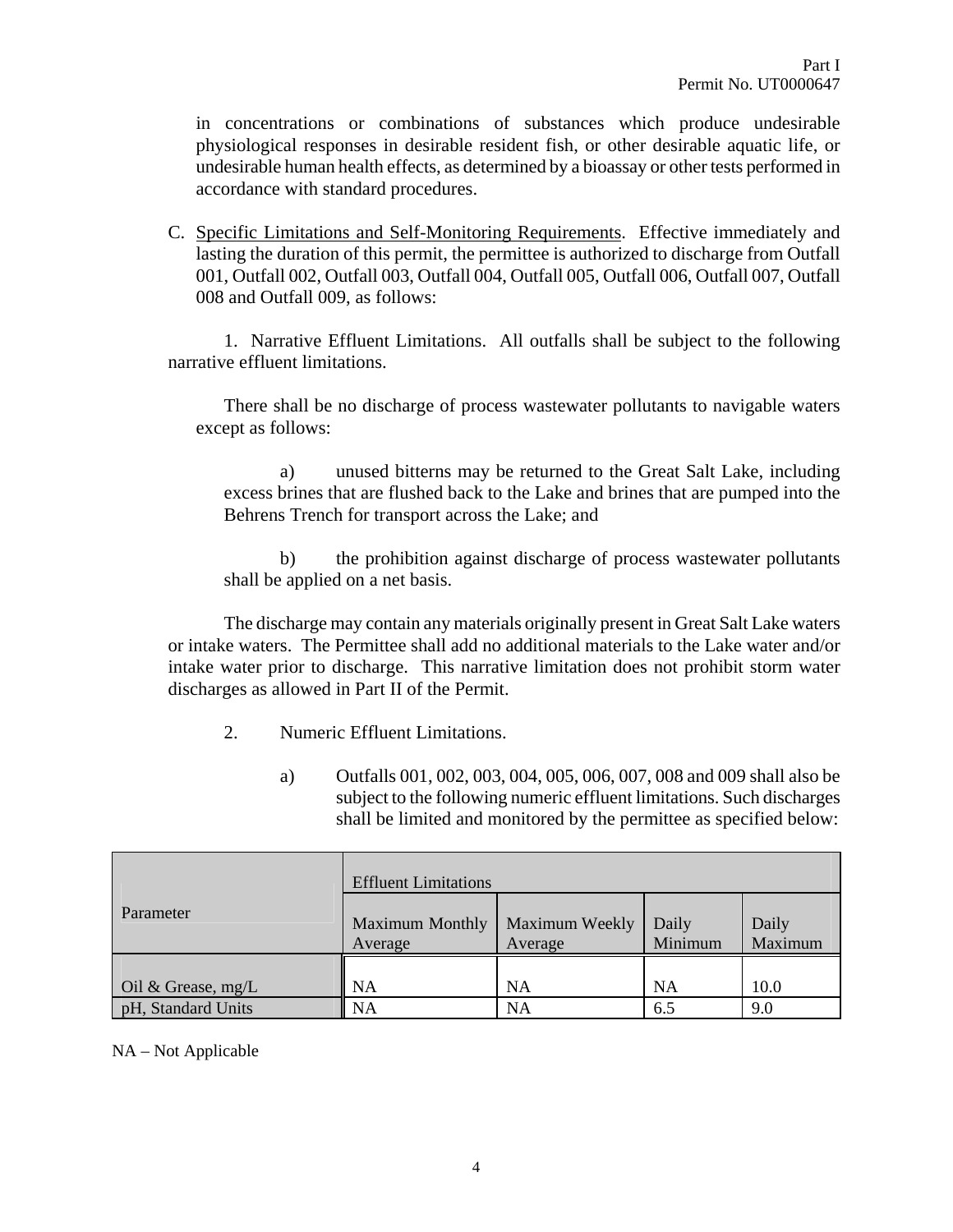in concentrations or combinations of substances which produce undesirable physiological responses in desirable resident fish, or other desirable aquatic life, or undesirable human health effects, as determined by a bioassay or other tests performed in accordance with standard procedures.

C. Specific Limitations and Self-Monitoring Requirements. Effective immediately and lasting the duration of this permit, the permittee is authorized to discharge from Outfall 001, Outfall 002, Outfall 003, Outfall 004, Outfall 005, Outfall 006, Outfall 007, Outfall 008 and Outfall 009, as follows:

1. Narrative Effluent Limitations. All outfalls shall be subject to the following narrative effluent limitations.

There shall be no discharge of process wastewater pollutants to navigable waters except as follows:

a) unused bitterns may be returned to the Great Salt Lake, including excess brines that are flushed back to the Lake and brines that are pumped into the Behrens Trench for transport across the Lake; and

b) the prohibition against discharge of process wastewater pollutants shall be applied on a net basis.

The discharge may contain any materials originally present in Great Salt Lake waters or intake waters. The Permittee shall add no additional materials to the Lake water and/or intake water prior to discharge. This narrative limitation does not prohibit storm water discharges as allowed in Part II of the Permit.

2. Numeric Effluent Limitations.

a) Outfalls 001, 002, 003, 004, 005, 006, 007, 008 and 009 shall also be subject to the following numeric effluent limitations. Such discharges shall be limited and monitored by the permittee as specified below:

| Parameter | Effluent Limitations | | | |
|---|---|---|---|---|
| | Maximum Monthly Average | Maximum Weekly Average | Daily Minimum | Daily Maximum |
| Oil & Grease, mg/L | NA | NA | NA | 10.0 |
| pH, Standard Units | NA | NA | 6.5 | 9.0 |

NA – Not Applicable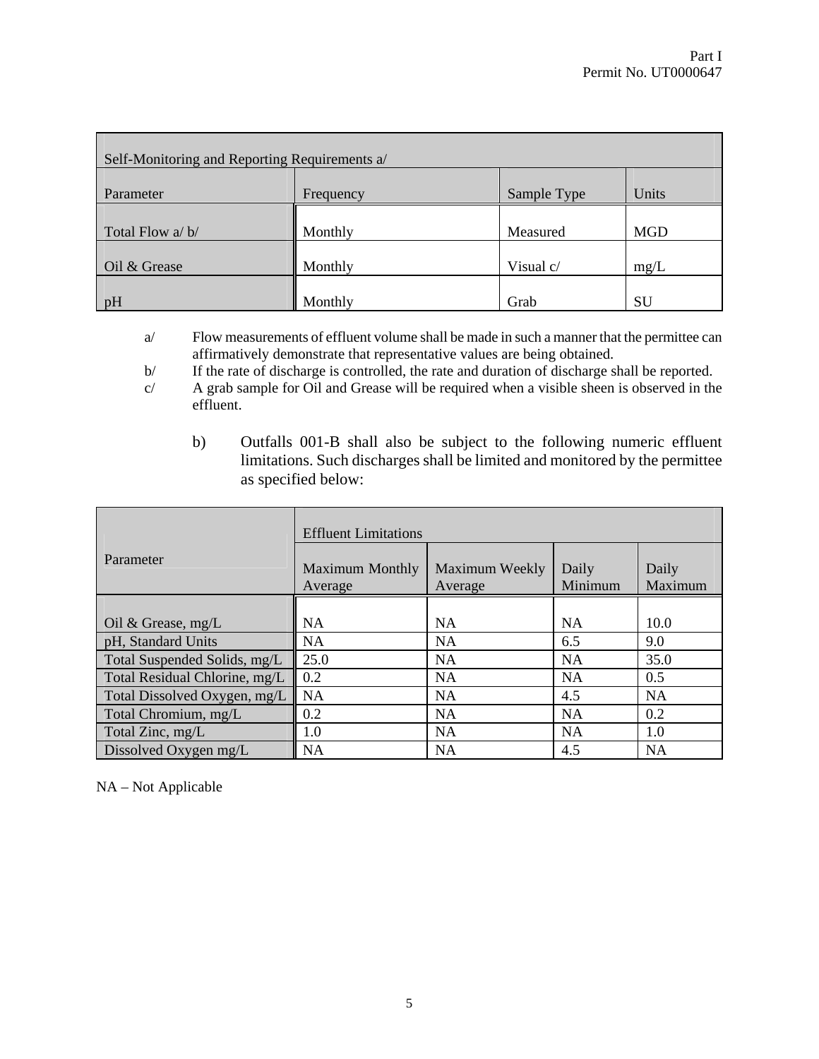| Self-Monitoring and Reporting Requirements a/ | | | |
|---|---|---|---|
| Parameter | Frequency | Sample Type | Units |
| Total Flow a/ b/ | Monthly | Measured | MGD |
| Oil & Grease | Monthly | Visual c/ | mg/L |
| pH | Monthly | Grab | SU |

a/ Flow measurements of effluent volume shall be made in such a manner that the permittee can affirmatively demonstrate that representative values are being obtained.

b/ If the rate of discharge is controlled, the rate and duration of discharge shall be reported.

c/ A grab sample for Oil and Grease will be required when a visible sheen is observed in the effluent.

b) Outfalls 001-B shall also be subject to the following numeric effluent limitations. Such discharges shall be limited and monitored by the permittee as specified below:

| Parameter | Effluent Limitations | | | |
|---|---|---|---|---|
| | Maximum Monthly Average | Maximum Weekly Average | Daily Minimum | Daily Maximum |
| Oil & Grease, mg/L | NA | NA | NA | 10.0 |
| pH, Standard Units | NA | NA | 6.5 | 9.0 |
| Total Suspended Solids, mg/L | 25.0 | NA | NA | 35.0 |
| Total Residual Chlorine, mg/L | 0.2 | NA | NA | 0.5 |
| Total Dissolved Oxygen, mg/L | NA | NA | 4.5 | NA |
| Total Chromium, mg/L | 0.2 | NA | NA | 0.2 |
| Total Zinc, mg/L | 1.0 | NA | NA | 1.0 |
| Dissolved Oxygen mg/L | NA | NA | 4.5 | NA |

NA – Not Applicable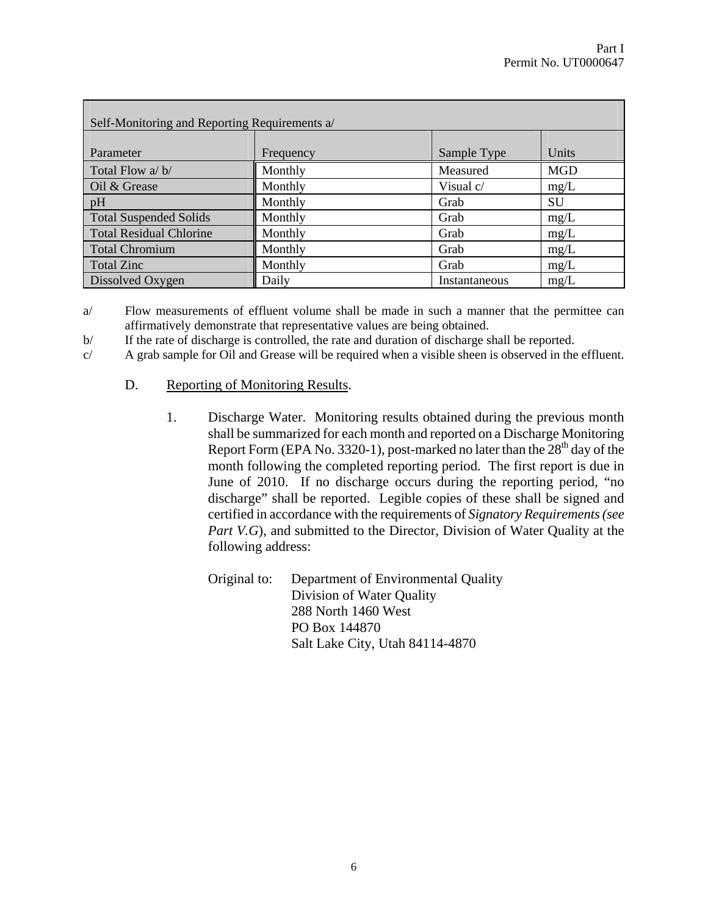| Self-Monitoring and Reporting Requirements a/ | | | |
|---|---|---|---|
| Parameter | Frequency | Sample Type | Units |
| Total Flow a/ b/ | Monthly | Measured | MGD |
| Oil & Grease | Monthly | Visual c/ | mg/L |
| pH | Monthly | Grab | SU |
| Total Suspended Solids | Monthly | Grab | mg/L |
| Total Residual Chlorine | Monthly | Grab | mg/L |
| Total Chromium | Monthly | Grab | mg/L |
| Total Zinc | Monthly | Grab | mg/L |
| Dissolved Oxygen | Daily | Instantaneous | mg/L |

a/ Flow measurements of effluent volume shall be made in such a manner that the permittee can affirmatively demonstrate that representative values are being obtained.

b/ If the rate of discharge is controlled, the rate and duration of discharge shall be reported.

c/ A grab sample for Oil and Grease will be required when a visible sheen is observed in the effluent.

D. Reporting of Monitoring Results.

1. Discharge Water. Monitoring results obtained during the previous month shall be summarized for each month and reported on a Discharge Monitoring Report Form (EPA No. 3320-1), post-marked no later than the 28th day of the month following the completed reporting period. The first report is due in June of 2010. If no discharge occurs during the reporting period, "no discharge" shall be reported. Legible copies of these shall be signed and certified in accordance with the requirements of *Signatory Requirements (see Part V.G)*, and submitted to the Director, Division of Water Quality at the following address:

   Original to: Department of Environmental Quality
   Division of Water Quality
   288 North 1460 West
   PO Box 144870
   Salt Lake City, Utah 84114-4870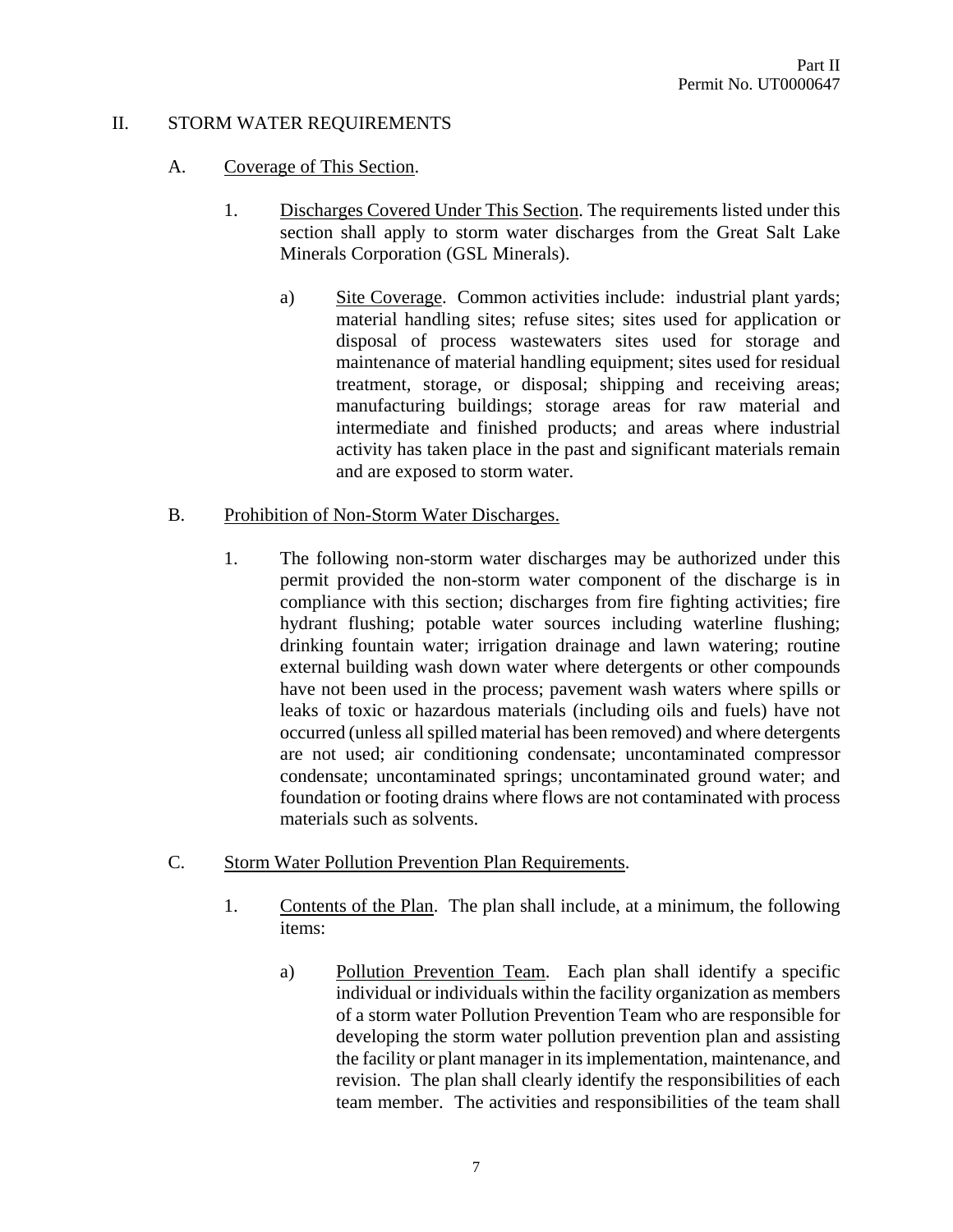## II. STORM WATER REQUIREMENTS

A. Coverage of This Section.

1. Discharges Covered Under This Section. The requirements listed under this section shall apply to storm water discharges from the Great Salt Lake Minerals Corporation (GSL Minerals).

    a) Site Coverage. Common activities include: industrial plant yards; material handling sites; refuse sites; sites used for application or disposal of process wastewaters sites used for storage and maintenance of material handling equipment; sites used for residual treatment, storage, or disposal; shipping and receiving areas; manufacturing buildings; storage areas for raw material and intermediate and finished products; and areas where industrial activity has taken place in the past and significant materials remain and are exposed to storm water.

B. Prohibition of Non-Storm Water Discharges.

1. The following non-storm water discharges may be authorized under this permit provided the non-storm water component of the discharge is in compliance with this section; discharges from fire fighting activities; fire hydrant flushing; potable water sources including waterline flushing; drinking fountain water; irrigation drainage and lawn watering; routine external building wash down water where detergents or other compounds have not been used in the process; pavement wash waters where spills or leaks of toxic or hazardous materials (including oils and fuels) have not occurred (unless all spilled material has been removed) and where detergents are not used; air conditioning condensate; uncontaminated compressor condensate; uncontaminated springs; uncontaminated ground water; and foundation or footing drains where flows are not contaminated with process materials such as solvents.

C. Storm Water Pollution Prevention Plan Requirements.

1. Contents of the Plan. The plan shall include, at a minimum, the following items:

    a) Pollution Prevention Team. Each plan shall identify a specific individual or individuals within the facility organization as members of a storm water Pollution Prevention Team who are responsible for developing the storm water pollution prevention plan and assisting the facility or plant manager in its implementation, maintenance, and revision. The plan shall clearly identify the responsibilities of each team member. The activities and responsibilities of the team shall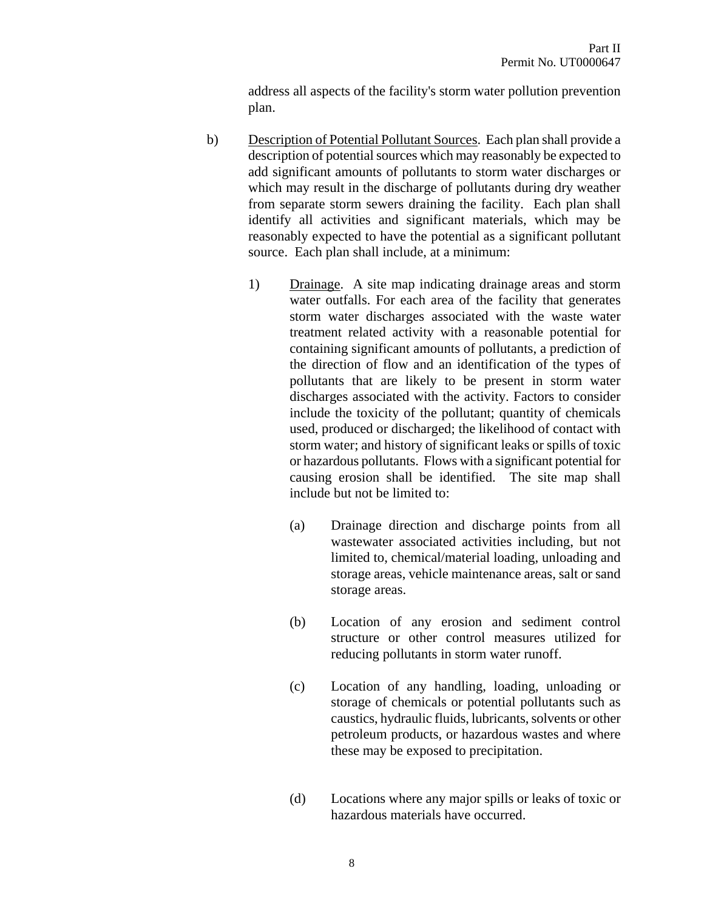address all aspects of the facility's storm water pollution prevention plan.

b) <u>Description of Potential Pollutant Sources</u>. Each plan shall provide a description of potential sources which may reasonably be expected to add significant amounts of pollutants to storm water discharges or which may result in the discharge of pollutants during dry weather from separate storm sewers draining the facility. Each plan shall identify all activities and significant materials, which may be reasonably expected to have the potential as a significant pollutant source. Each plan shall include, at a minimum:

   1) <u>Drainage</u>. A site map indicating drainage areas and storm water outfalls. For each area of the facility that generates storm water discharges associated with the waste water treatment related activity with a reasonable potential for containing significant amounts of pollutants, a prediction of the direction of flow and an identification of the types of pollutants that are likely to be present in storm water discharges associated with the activity. Factors to consider include the toxicity of the pollutant; quantity of chemicals used, produced or discharged; the likelihood of contact with storm water; and history of significant leaks or spills of toxic or hazardous pollutants. Flows with a significant potential for causing erosion shall be identified. The site map shall include but not be limited to:

      (a) Drainage direction and discharge points from all wastewater associated activities including, but not limited to, chemical/material loading, unloading and storage areas, vehicle maintenance areas, salt or sand storage areas.

      (b) Location of any erosion and sediment control structure or other control measures utilized for reducing pollutants in storm water runoff.

      (c) Location of any handling, loading, unloading or storage of chemicals or potential pollutants such as caustics, hydraulic fluids, lubricants, solvents or other petroleum products, or hazardous wastes and where these may be exposed to precipitation.

      (d) Locations where any major spills or leaks of toxic or hazardous materials have occurred.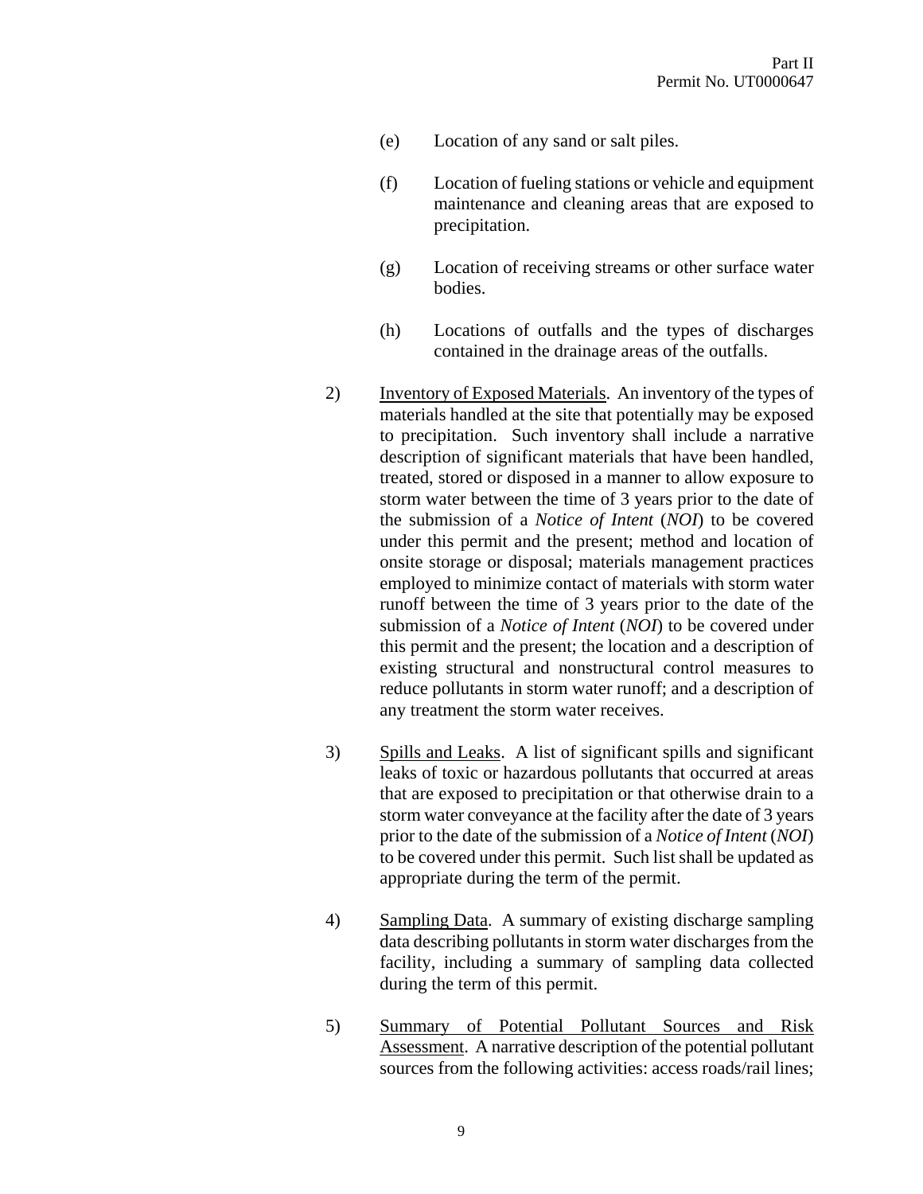(e) Location of any sand or salt piles.

(f) Location of fueling stations or vehicle and equipment maintenance and cleaning areas that are exposed to precipitation.

(g) Location of receiving streams or other surface water bodies.

(h) Locations of outfalls and the types of discharges contained in the drainage areas of the outfalls.

2) Inventory of Exposed Materials. An inventory of the types of materials handled at the site that potentially may be exposed to precipitation. Such inventory shall include a narrative description of significant materials that have been handled, treated, stored or disposed in a manner to allow exposure to storm water between the time of 3 years prior to the date of the submission of a *Notice of Intent* (*NOI*) to be covered under this permit and the present; method and location of onsite storage or disposal; materials management practices employed to minimize contact of materials with storm water runoff between the time of 3 years prior to the date of the submission of a *Notice of Intent* (*NOI*) to be covered under this permit and the present; the location and a description of existing structural and nonstructural control measures to reduce pollutants in storm water runoff; and a description of any treatment the storm water receives.

3) Spills and Leaks. A list of significant spills and significant leaks of toxic or hazardous pollutants that occurred at areas that are exposed to precipitation or that otherwise drain to a storm water conveyance at the facility after the date of 3 years prior to the date of the submission of a *Notice of Intent* (*NOI*) to be covered under this permit. Such list shall be updated as appropriate during the term of the permit.

4) Sampling Data. A summary of existing discharge sampling data describing pollutants in storm water discharges from the facility, including a summary of sampling data collected during the term of this permit.

5) Summary of Potential Pollutant Sources and Risk Assessment. A narrative description of the potential pollutant sources from the following activities: access roads/rail lines;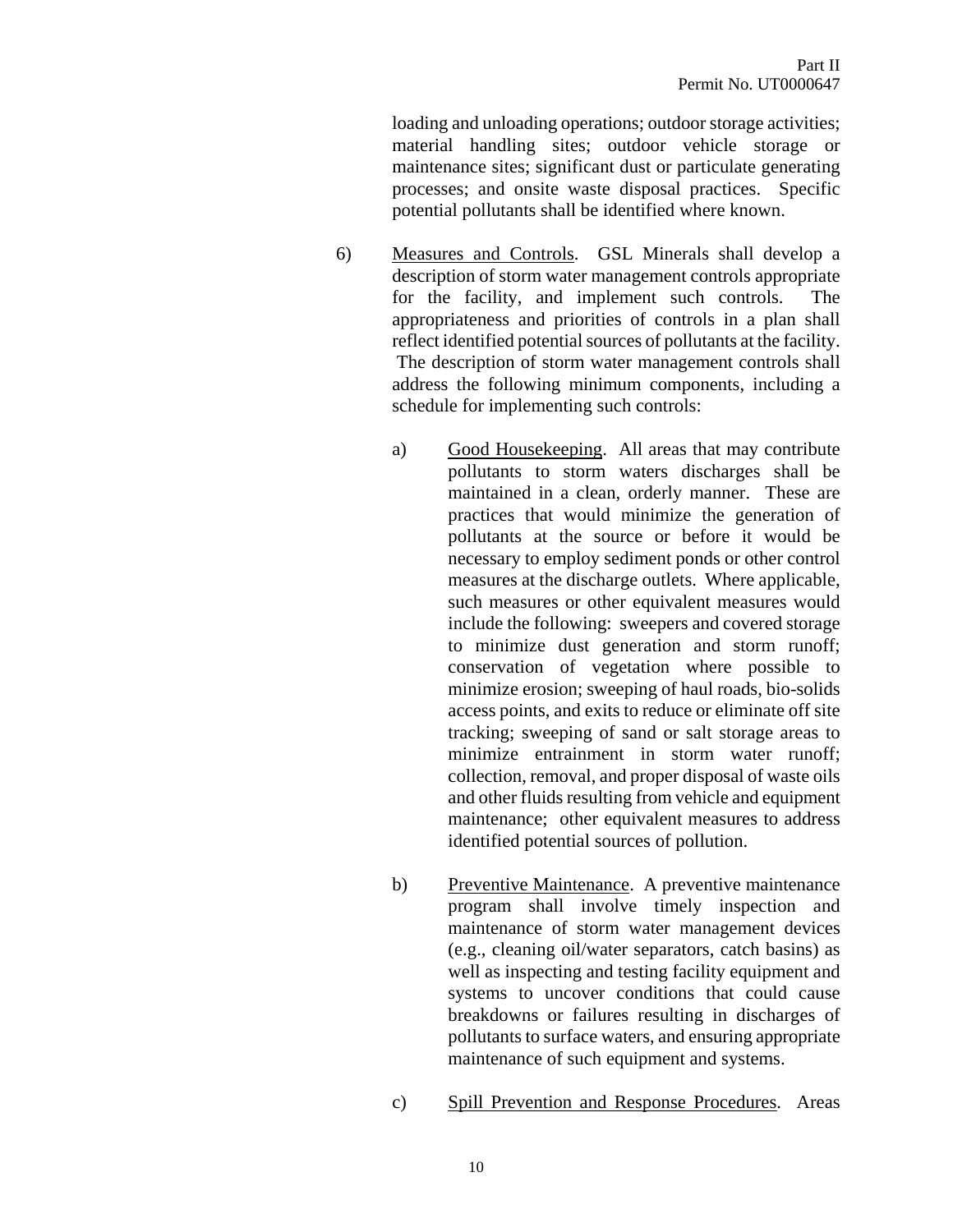loading and unloading operations; outdoor storage activities; material handling sites; outdoor vehicle storage or maintenance sites; significant dust or particulate generating processes; and onsite waste disposal practices. Specific potential pollutants shall be identified where known.

6) Measures and Controls. GSL Minerals shall develop a description of storm water management controls appropriate for the facility, and implement such controls. The appropriateness and priorities of controls in a plan shall reflect identified potential sources of pollutants at the facility. The description of storm water management controls shall address the following minimum components, including a schedule for implementing such controls:

   a) Good Housekeeping. All areas that may contribute pollutants to storm waters discharges shall be maintained in a clean, orderly manner. These are practices that would minimize the generation of pollutants at the source or before it would be necessary to employ sediment ponds or other control measures at the discharge outlets. Where applicable, such measures or other equivalent measures would include the following: sweepers and covered storage to minimize dust generation and storm runoff; conservation of vegetation where possible to minimize erosion; sweeping of haul roads, bio-solids access points, and exits to reduce or eliminate off site tracking; sweeping of sand or salt storage areas to minimize entrainment in storm water runoff; collection, removal, and proper disposal of waste oils and other fluids resulting from vehicle and equipment maintenance; other equivalent measures to address identified potential sources of pollution.

   b) Preventive Maintenance. A preventive maintenance program shall involve timely inspection and maintenance of storm water management devices (e.g., cleaning oil/water separators, catch basins) as well as inspecting and testing facility equipment and systems to uncover conditions that could cause breakdowns or failures resulting in discharges of pollutants to surface waters, and ensuring appropriate maintenance of such equipment and systems.

   c) Spill Prevention and Response Procedures. Areas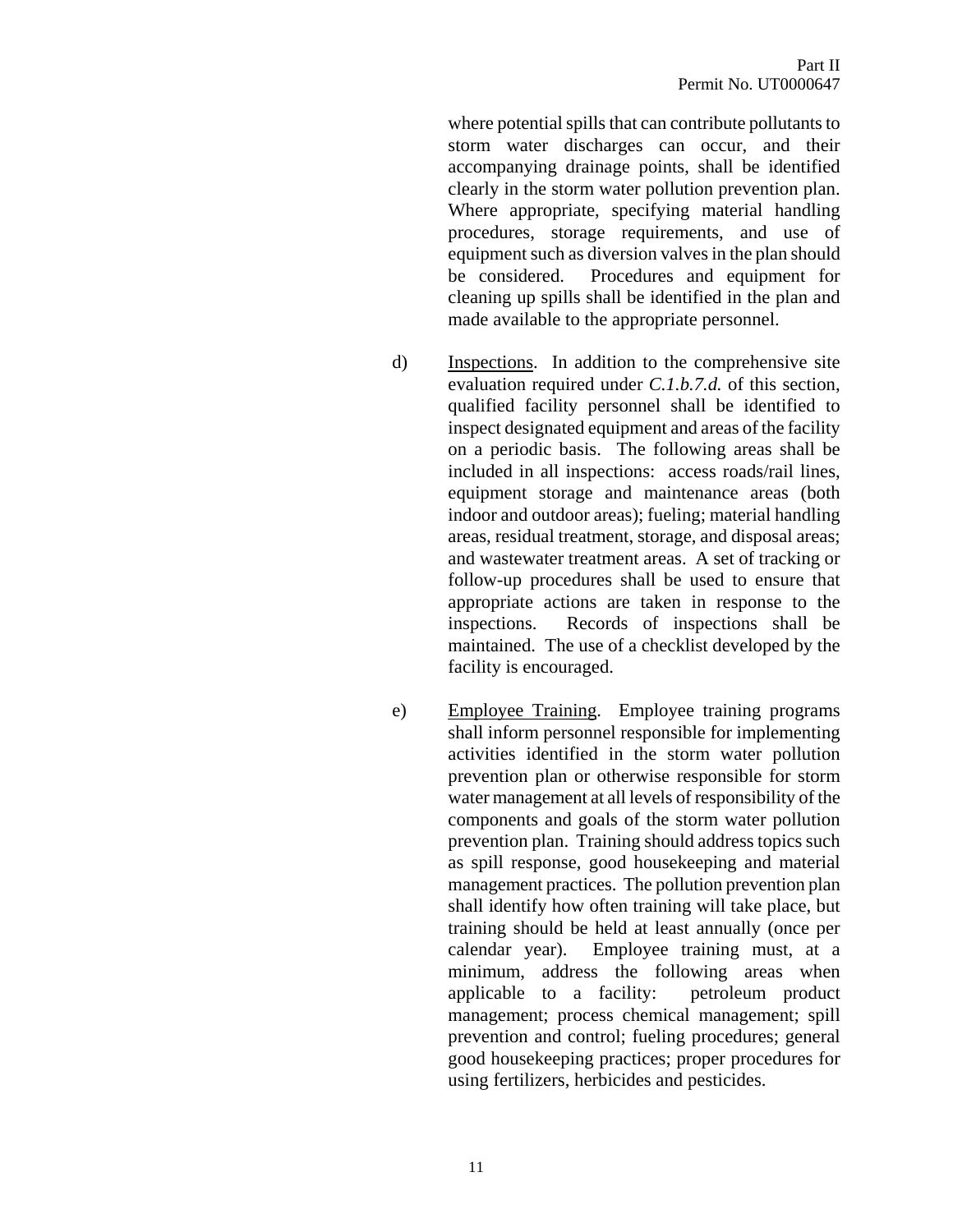where potential spills that can contribute pollutants to storm water discharges can occur, and their accompanying drainage points, shall be identified clearly in the storm water pollution prevention plan. Where appropriate, specifying material handling procedures, storage requirements, and use of equipment such as diversion valves in the plan should be considered. Procedures and equipment for cleaning up spills shall be identified in the plan and made available to the appropriate personnel.

d) <u>Inspections</u>. In addition to the comprehensive site evaluation required under *C.1.b.7.d.* of this section, qualified facility personnel shall be identified to inspect designated equipment and areas of the facility on a periodic basis. The following areas shall be included in all inspections: access roads/rail lines, equipment storage and maintenance areas (both indoor and outdoor areas); fueling; material handling areas, residual treatment, storage, and disposal areas; and wastewater treatment areas. A set of tracking or follow-up procedures shall be used to ensure that appropriate actions are taken in response to the inspections. Records of inspections shall be maintained. The use of a checklist developed by the facility is encouraged.

e) <u>Employee Training</u>. Employee training programs shall inform personnel responsible for implementing activities identified in the storm water pollution prevention plan or otherwise responsible for storm water management at all levels of responsibility of the components and goals of the storm water pollution prevention plan. Training should address topics such as spill response, good housekeeping and material management practices. The pollution prevention plan shall identify how often training will take place, but training should be held at least annually (once per calendar year). Employee training must, at a minimum, address the following areas when applicable to a facility: petroleum product management; process chemical management; spill prevention and control; fueling procedures; general good housekeeping practices; proper procedures for using fertilizers, herbicides and pesticides.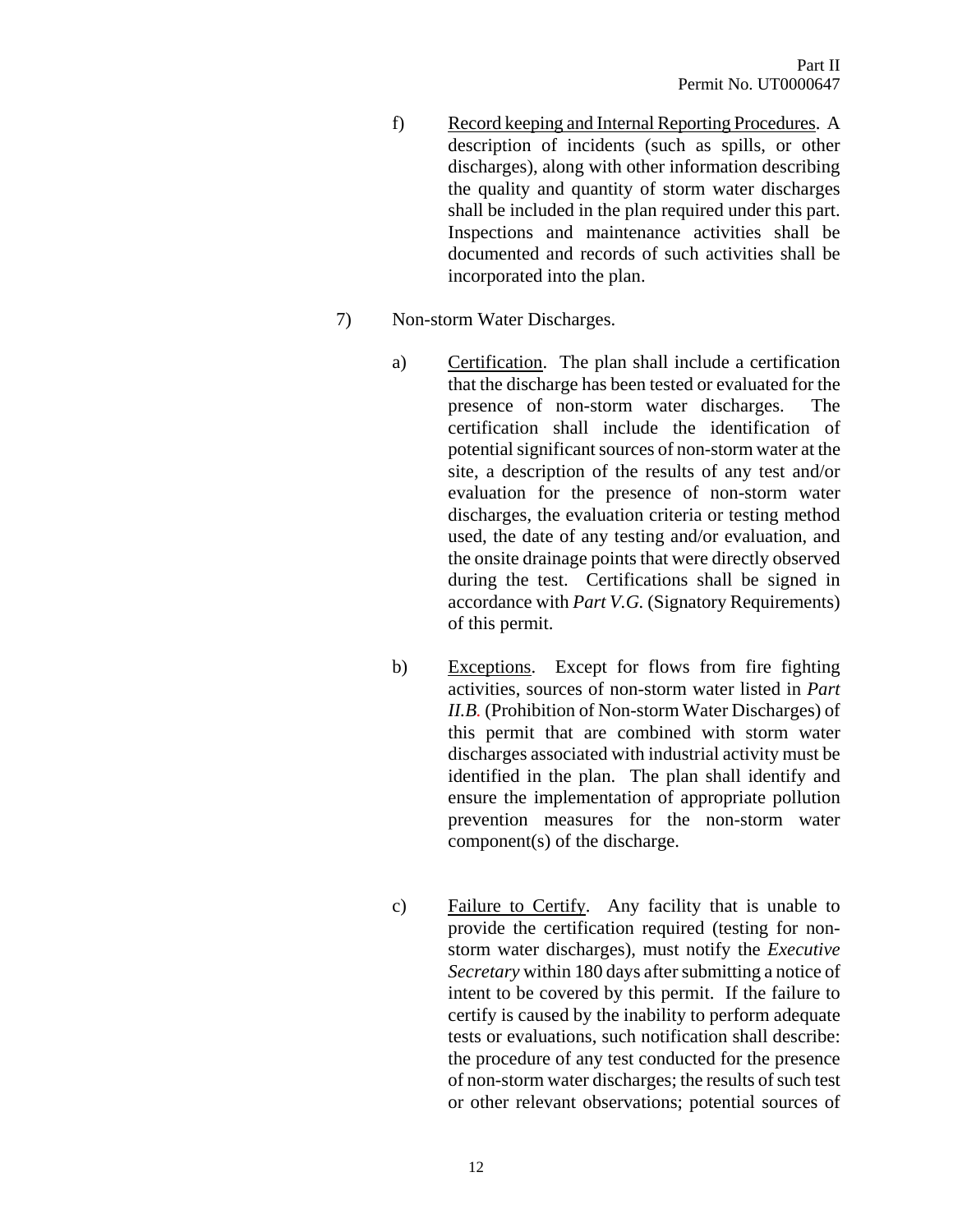f) Record keeping and Internal Reporting Procedures. A description of incidents (such as spills, or other discharges), along with other information describing the quality and quantity of storm water discharges shall be included in the plan required under this part. Inspections and maintenance activities shall be documented and records of such activities shall be incorporated into the plan.

7) Non-storm Water Discharges.

a) Certification. The plan shall include a certification that the discharge has been tested or evaluated for the presence of non-storm water discharges. The certification shall include the identification of potential significant sources of non-storm water at the site, a description of the results of any test and/or evaluation for the presence of non-storm water discharges, the evaluation criteria or testing method used, the date of any testing and/or evaluation, and the onsite drainage points that were directly observed during the test. Certifications shall be signed in accordance with *Part V.G.* (Signatory Requirements) of this permit.

b) Exceptions. Except for flows from fire fighting activities, sources of non-storm water listed in *Part II.B.* (Prohibition of Non-storm Water Discharges) of this permit that are combined with storm water discharges associated with industrial activity must be identified in the plan. The plan shall identify and ensure the implementation of appropriate pollution prevention measures for the non-storm water component(s) of the discharge.

c) Failure to Certify. Any facility that is unable to provide the certification required (testing for non-storm water discharges), must notify the *Executive Secretary* within 180 days after submitting a notice of intent to be covered by this permit. If the failure to certify is caused by the inability to perform adequate tests or evaluations, such notification shall describe: the procedure of any test conducted for the presence of non-storm water discharges; the results of such test or other relevant observations; potential sources of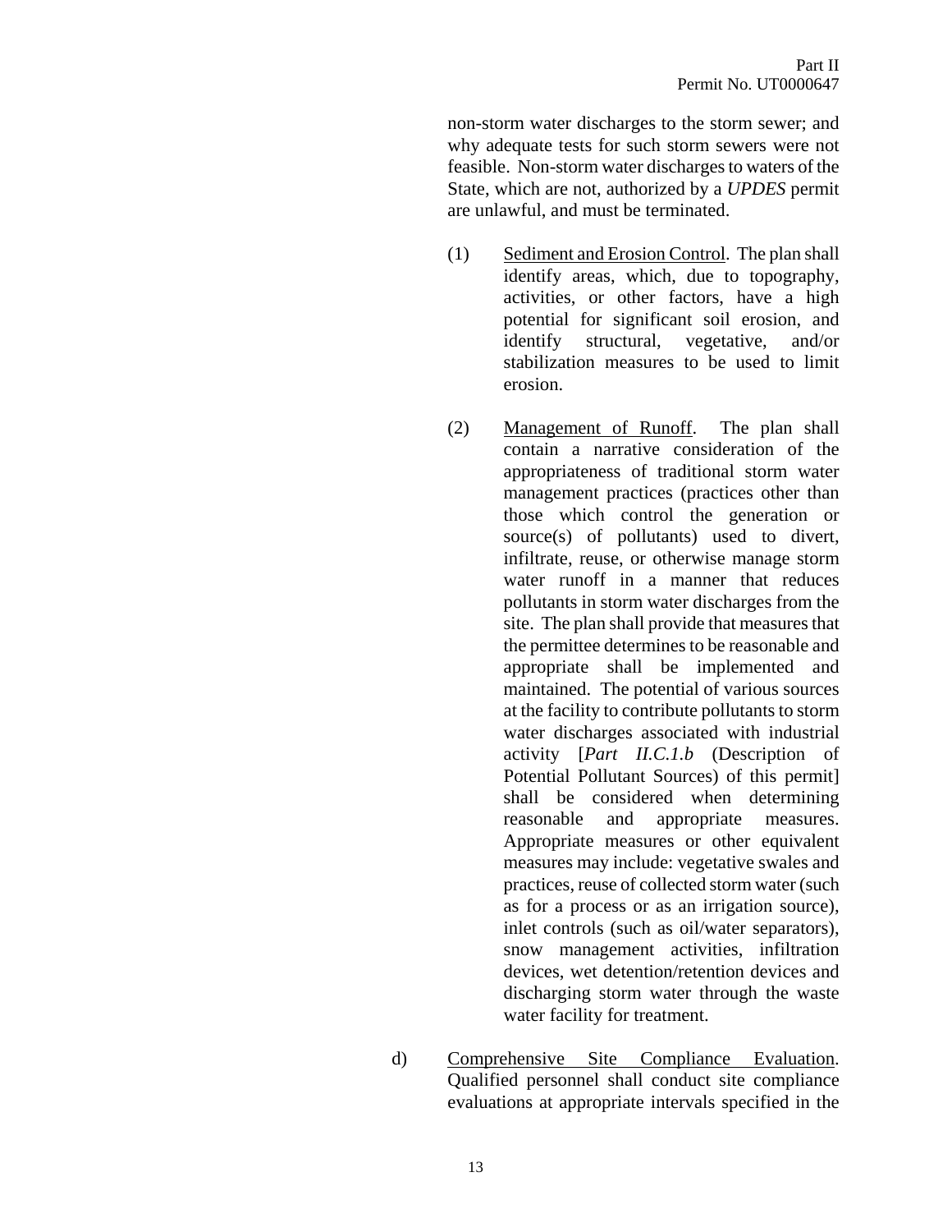non-storm water discharges to the storm sewer; and why adequate tests for such storm sewers were not feasible. Non-storm water discharges to waters of the State, which are not, authorized by a *UPDES* permit are unlawful, and must be terminated.

(1) <u>Sediment and Erosion Control</u>. The plan shall identify areas, which, due to topography, activities, or other factors, have a high potential for significant soil erosion, and identify structural, vegetative, and/or stabilization measures to be used to limit erosion.

(2) <u>Management of Runoff</u>. The plan shall contain a narrative consideration of the appropriateness of traditional storm water management practices (practices other than those which control the generation or source(s) of pollutants) used to divert, infiltrate, reuse, or otherwise manage storm water runoff in a manner that reduces pollutants in storm water discharges from the site. The plan shall provide that measures that the permittee determines to be reasonable and appropriate shall be implemented and maintained. The potential of various sources at the facility to contribute pollutants to storm water discharges associated with industrial activity [*Part II.C.1.b* (Description of Potential Pollutant Sources) of this permit] shall be considered when determining reasonable and appropriate measures. Appropriate measures or other equivalent measures may include: vegetative swales and practices, reuse of collected storm water (such as for a process or as an irrigation source), inlet controls (such as oil/water separators), snow management activities, infiltration devices, wet detention/retention devices and discharging storm water through the waste water facility for treatment.

d) <u>Comprehensive Site Compliance Evaluation</u>. Qualified personnel shall conduct site compliance evaluations at appropriate intervals specified in the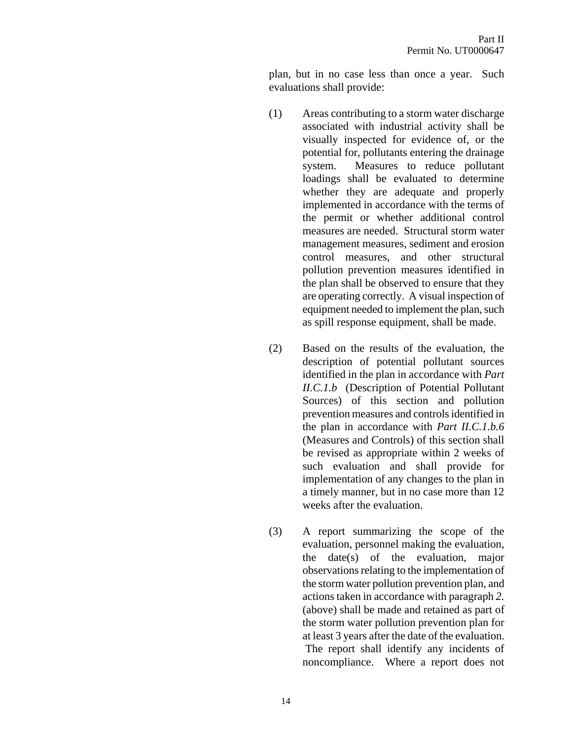plan, but in no case less than once a year. Such evaluations shall provide:

(1) Areas contributing to a storm water discharge associated with industrial activity shall be visually inspected for evidence of, or the potential for, pollutants entering the drainage system. Measures to reduce pollutant loadings shall be evaluated to determine whether they are adequate and properly implemented in accordance with the terms of the permit or whether additional control measures are needed. Structural storm water management measures, sediment and erosion control measures, and other structural pollution prevention measures identified in the plan shall be observed to ensure that they are operating correctly. A visual inspection of equipment needed to implement the plan, such as spill response equipment, shall be made.

(2) Based on the results of the evaluation, the description of potential pollutant sources identified in the plan in accordance with *Part II.C.1.b* (Description of Potential Pollutant Sources) of this section and pollution prevention measures and controls identified in the plan in accordance with *Part II.C.1.b.6* (Measures and Controls) of this section shall be revised as appropriate within 2 weeks of such evaluation and shall provide for implementation of any changes to the plan in a timely manner, but in no case more than 12 weeks after the evaluation.

(3) A report summarizing the scope of the evaluation, personnel making the evaluation, the date(s) of the evaluation, major observations relating to the implementation of the storm water pollution prevention plan, and actions taken in accordance with paragraph *2.* (above) shall be made and retained as part of the storm water pollution prevention plan for at least 3 years after the date of the evaluation. The report shall identify any incidents of noncompliance. Where a report does not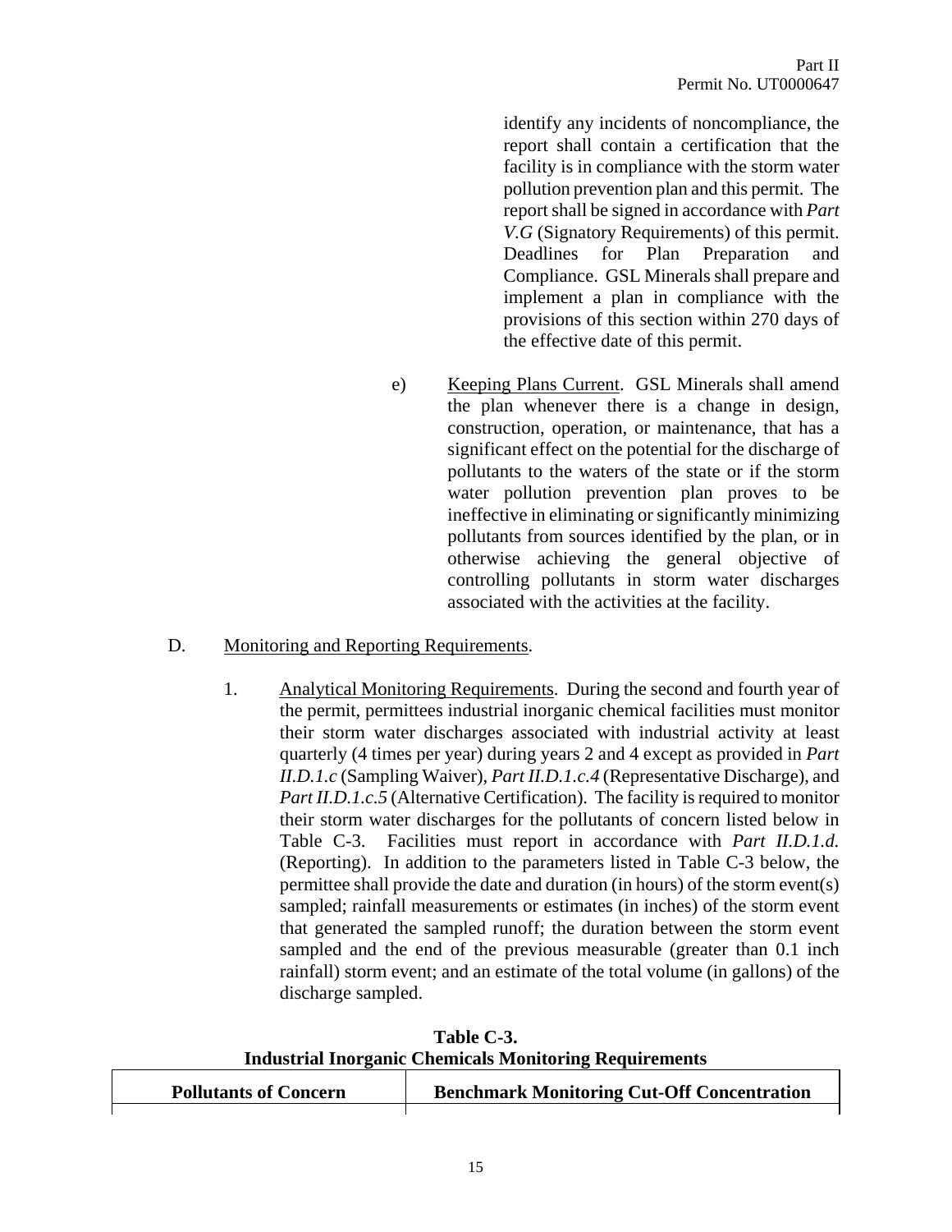identify any incidents of noncompliance, the report shall contain a certification that the facility is in compliance with the storm water pollution prevention plan and this permit. The report shall be signed in accordance with *Part V.G* (Signatory Requirements) of this permit. Deadlines for Plan Preparation and Compliance. GSL Minerals shall prepare and implement a plan in compliance with the provisions of this section within 270 days of the effective date of this permit.

e) Keeping Plans Current. GSL Minerals shall amend the plan whenever there is a change in design, construction, operation, or maintenance, that has a significant effect on the potential for the discharge of pollutants to the waters of the state or if the storm water pollution prevention plan proves to be ineffective in eliminating or significantly minimizing pollutants from sources identified by the plan, or in otherwise achieving the general objective of controlling pollutants in storm water discharges associated with the activities at the facility.

D. Monitoring and Reporting Requirements.

1. Analytical Monitoring Requirements. During the second and fourth year of the permit, permittees industrial inorganic chemical facilities must monitor their storm water discharges associated with industrial activity at least quarterly (4 times per year) during years 2 and 4 except as provided in *Part II.D.1.c* (Sampling Waiver), *Part II.D.1.c.4* (Representative Discharge), and *Part II.D.1.c.5* (Alternative Certification). The facility is required to monitor their storm water discharges for the pollutants of concern listed below in Table C-3. Facilities must report in accordance with *Part II.D.1.d.* (Reporting). In addition to the parameters listed in Table C-3 below, the permittee shall provide the date and duration (in hours) of the storm event(s) sampled; rainfall measurements or estimates (in inches) of the storm event that generated the sampled runoff; the duration between the storm event sampled and the end of the previous measurable (greater than 0.1 inch rainfall) storm event; and an estimate of the total volume (in gallons) of the discharge sampled.

**Table C-3.**
**Industrial Inorganic Chemicals Monitoring Requirements**

| Pollutants of Concern | Benchmark Monitoring Cut-Off Concentration |
|---|---|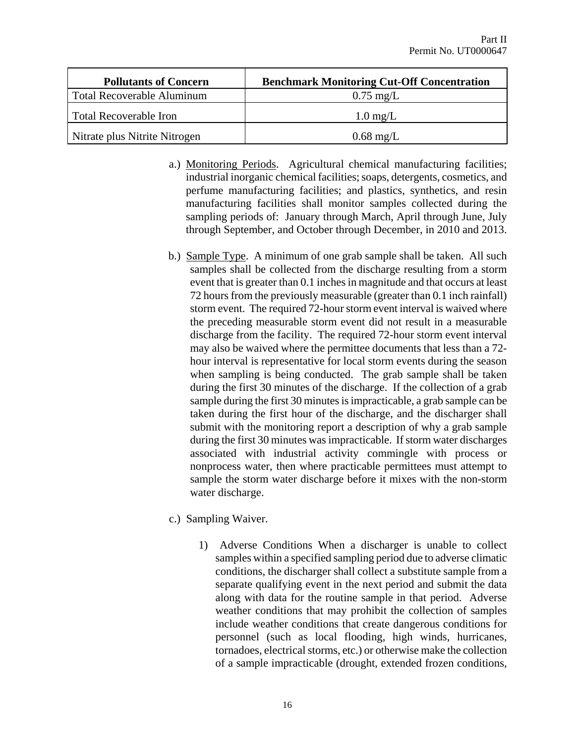| Pollutants of Concern | Benchmark Monitoring Cut-Off Concentration |
|---|---|
| Total Recoverable Aluminum | 0.75 mg/L |
| Total Recoverable Iron | 1.0 mg/L |
| Nitrate plus Nitrite Nitrogen | 0.68 mg/L |

a.) Monitoring Periods. Agricultural chemical manufacturing facilities; industrial inorganic chemical facilities; soaps, detergents, cosmetics, and perfume manufacturing facilities; and plastics, synthetics, and resin manufacturing facilities shall monitor samples collected during the sampling periods of: January through March, April through June, July through September, and October through December, in 2010 and 2013.

b.) Sample Type. A minimum of one grab sample shall be taken. All such samples shall be collected from the discharge resulting from a storm event that is greater than 0.1 inches in magnitude and that occurs at least 72 hours from the previously measurable (greater than 0.1 inch rainfall) storm event. The required 72-hour storm event interval is waived where the preceding measurable storm event did not result in a measurable discharge from the facility. The required 72-hour storm event interval may also be waived where the permittee documents that less than a 72-hour interval is representative for local storm events during the season when sampling is being conducted. The grab sample shall be taken during the first 30 minutes of the discharge. If the collection of a grab sample during the first 30 minutes is impracticable, a grab sample can be taken during the first hour of the discharge, and the discharger shall submit with the monitoring report a description of why a grab sample during the first 30 minutes was impracticable. If storm water discharges associated with industrial activity commingle with process or nonprocess water, then where practicable permittees must attempt to sample the storm water discharge before it mixes with the non-storm water discharge.

c.) Sampling Waiver.

1) Adverse Conditions When a discharger is unable to collect samples within a specified sampling period due to adverse climatic conditions, the discharger shall collect a substitute sample from a separate qualifying event in the next period and submit the data along with data for the routine sample in that period. Adverse weather conditions that may prohibit the collection of samples include weather conditions that create dangerous conditions for personnel (such as local flooding, high winds, hurricanes, tornadoes, electrical storms, etc.) or otherwise make the collection of a sample impracticable (drought, extended frozen conditions,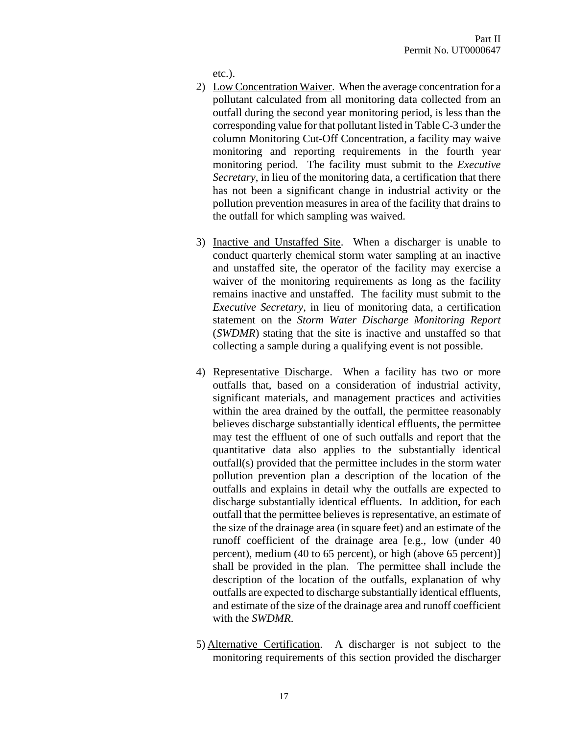etc.).

2) Low Concentration Waiver. When the average concentration for a pollutant calculated from all monitoring data collected from an outfall during the second year monitoring period, is less than the corresponding value for that pollutant listed in Table C-3 under the column Monitoring Cut-Off Concentration, a facility may waive monitoring and reporting requirements in the fourth year monitoring period. The facility must submit to the *Executive Secretary*, in lieu of the monitoring data, a certification that there has not been a significant change in industrial activity or the pollution prevention measures in area of the facility that drains to the outfall for which sampling was waived.

3) Inactive and Unstaffed Site. When a discharger is unable to conduct quarterly chemical storm water sampling at an inactive and unstaffed site, the operator of the facility may exercise a waiver of the monitoring requirements as long as the facility remains inactive and unstaffed. The facility must submit to the *Executive Secretary*, in lieu of monitoring data, a certification statement on the *Storm Water Discharge Monitoring Report* (*SWDMR*) stating that the site is inactive and unstaffed so that collecting a sample during a qualifying event is not possible.

4) Representative Discharge. When a facility has two or more outfalls that, based on a consideration of industrial activity, significant materials, and management practices and activities within the area drained by the outfall, the permittee reasonably believes discharge substantially identical effluents, the permittee may test the effluent of one of such outfalls and report that the quantitative data also applies to the substantially identical outfall(s) provided that the permittee includes in the storm water pollution prevention plan a description of the location of the outfalls and explains in detail why the outfalls are expected to discharge substantially identical effluents. In addition, for each outfall that the permittee believes is representative, an estimate of the size of the drainage area (in square feet) and an estimate of the runoff coefficient of the drainage area [e.g., low (under 40 percent), medium (40 to 65 percent), or high (above 65 percent)] shall be provided in the plan. The permittee shall include the description of the location of the outfalls, explanation of why outfalls are expected to discharge substantially identical effluents, and estimate of the size of the drainage area and runoff coefficient with the *SWDMR*.

5) Alternative Certification. A discharger is not subject to the monitoring requirements of this section provided the discharger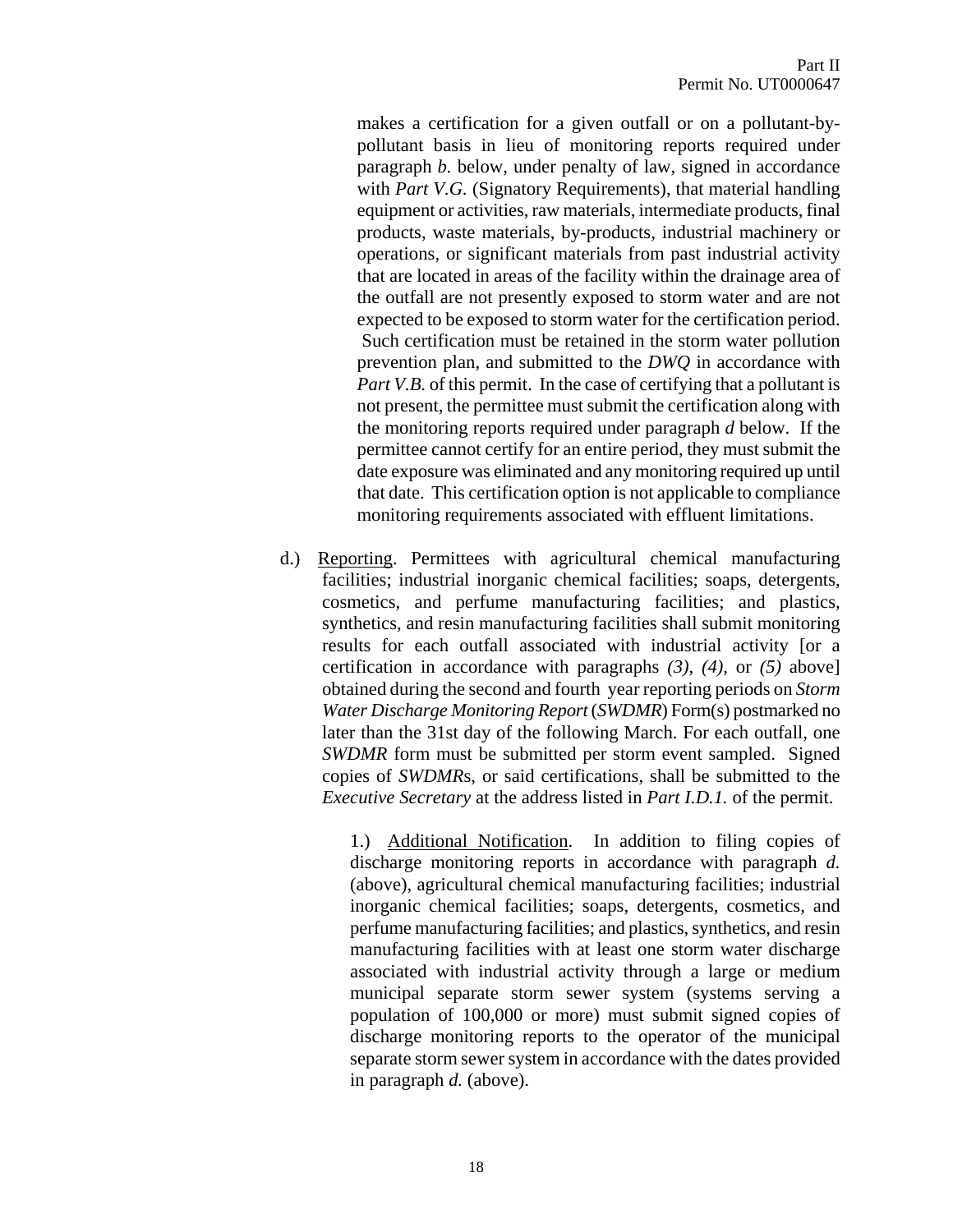makes a certification for a given outfall or on a pollutant-by-pollutant basis in lieu of monitoring reports required under paragraph *b.* below, under penalty of law, signed in accordance with *Part V.G.* (Signatory Requirements), that material handling equipment or activities, raw materials, intermediate products, final products, waste materials, by-products, industrial machinery or operations, or significant materials from past industrial activity that are located in areas of the facility within the drainage area of the outfall are not presently exposed to storm water and are not expected to be exposed to storm water for the certification period. Such certification must be retained in the storm water pollution prevention plan, and submitted to the *DWQ* in accordance with *Part V.B.* of this permit. In the case of certifying that a pollutant is not present, the permittee must submit the certification along with the monitoring reports required under paragraph *d* below. If the permittee cannot certify for an entire period, they must submit the date exposure was eliminated and any monitoring required up until that date. This certification option is not applicable to compliance monitoring requirements associated with effluent limitations.

d.) Reporting. Permittees with agricultural chemical manufacturing facilities; industrial inorganic chemical facilities; soaps, detergents, cosmetics, and perfume manufacturing facilities; and plastics, synthetics, and resin manufacturing facilities shall submit monitoring results for each outfall associated with industrial activity [or a certification in accordance with paragraphs *(3)*, *(4)*, or *(5)* above] obtained during the second and fourth year reporting periods on *Storm Water Discharge Monitoring Report* (*SWDMR*) Form(s) postmarked no later than the 31st day of the following March. For each outfall, one *SWDMR* form must be submitted per storm event sampled. Signed copies of *SWDMR*s, or said certifications, shall be submitted to the *Executive Secretary* at the address listed in *Part I.D.1.* of the permit.

1.) Additional Notification. In addition to filing copies of discharge monitoring reports in accordance with paragraph *d.* (above), agricultural chemical manufacturing facilities; industrial inorganic chemical facilities; soaps, detergents, cosmetics, and perfume manufacturing facilities; and plastics, synthetics, and resin manufacturing facilities with at least one storm water discharge associated with industrial activity through a large or medium municipal separate storm sewer system (systems serving a population of 100,000 or more) must submit signed copies of discharge monitoring reports to the operator of the municipal separate storm sewer system in accordance with the dates provided in paragraph *d.* (above).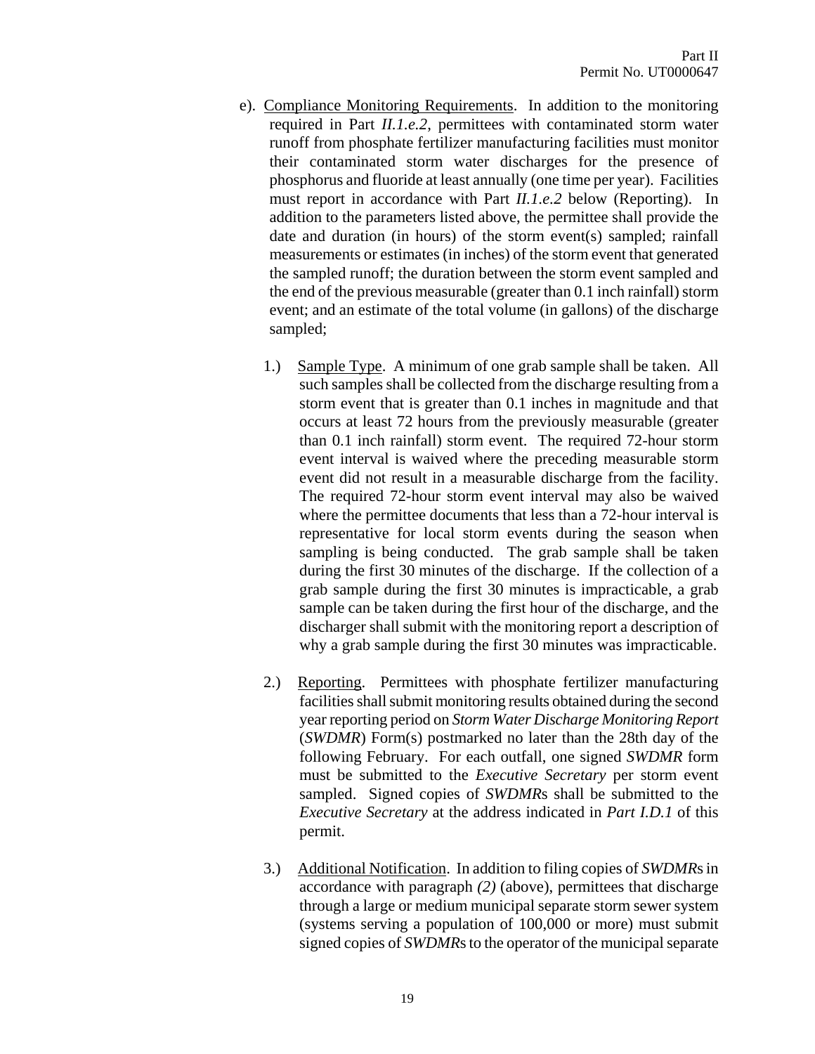e). Compliance Monitoring Requirements. In addition to the monitoring required in Part *II.1.e.2*, permittees with contaminated storm water runoff from phosphate fertilizer manufacturing facilities must monitor their contaminated storm water discharges for the presence of phosphorus and fluoride at least annually (one time per year). Facilities must report in accordance with Part *II.1.e.2* below (Reporting). In addition to the parameters listed above, the permittee shall provide the date and duration (in hours) of the storm event(s) sampled; rainfall measurements or estimates (in inches) of the storm event that generated the sampled runoff; the duration between the storm event sampled and the end of the previous measurable (greater than 0.1 inch rainfall) storm event; and an estimate of the total volume (in gallons) of the discharge sampled;

1.) Sample Type. A minimum of one grab sample shall be taken. All such samples shall be collected from the discharge resulting from a storm event that is greater than 0.1 inches in magnitude and that occurs at least 72 hours from the previously measurable (greater than 0.1 inch rainfall) storm event. The required 72-hour storm event interval is waived where the preceding measurable storm event did not result in a measurable discharge from the facility. The required 72-hour storm event interval may also be waived where the permittee documents that less than a 72-hour interval is representative for local storm events during the season when sampling is being conducted. The grab sample shall be taken during the first 30 minutes of the discharge. If the collection of a grab sample during the first 30 minutes is impracticable, a grab sample can be taken during the first hour of the discharge, and the discharger shall submit with the monitoring report a description of why a grab sample during the first 30 minutes was impracticable.

2.) Reporting. Permittees with phosphate fertilizer manufacturing facilities shall submit monitoring results obtained during the second year reporting period on *Storm Water Discharge Monitoring Report* (*SWDMR*) Form(s) postmarked no later than the 28th day of the following February. For each outfall, one signed *SWDMR* form must be submitted to the *Executive Secretary* per storm event sampled. Signed copies of *SWDMR*s shall be submitted to the *Executive Secretary* at the address indicated in *Part I.D.1* of this permit.

3.) Additional Notification. In addition to filing copies of *SWDMR*s in accordance with paragraph *(2)* (above), permittees that discharge through a large or medium municipal separate storm sewer system (systems serving a population of 100,000 or more) must submit signed copies of *SWDMR*s to the operator of the municipal separate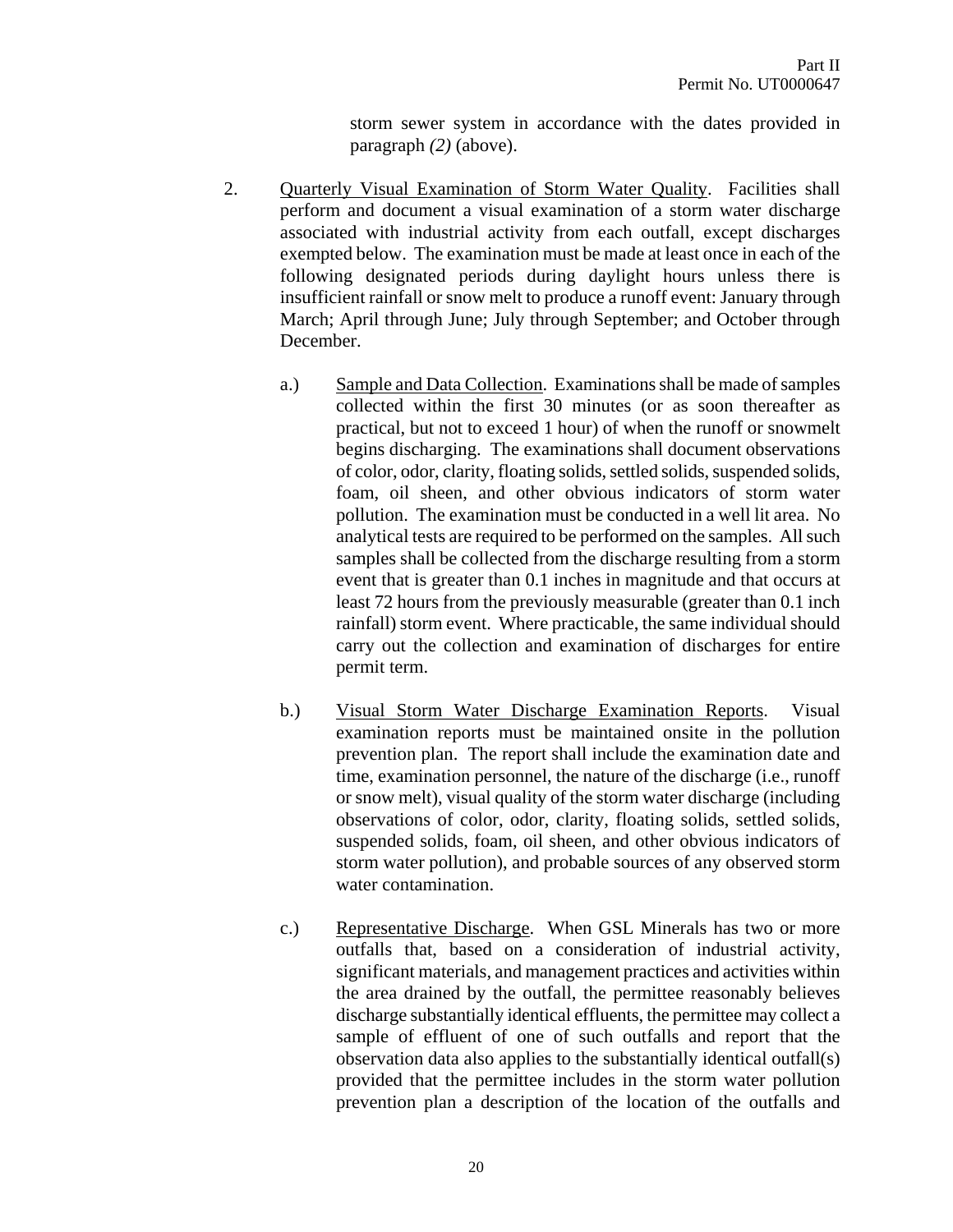storm sewer system in accordance with the dates provided in paragraph *(2)* (above).

2. Quarterly Visual Examination of Storm Water Quality. Facilities shall perform and document a visual examination of a storm water discharge associated with industrial activity from each outfall, except discharges exempted below. The examination must be made at least once in each of the following designated periods during daylight hours unless there is insufficient rainfall or snow melt to produce a runoff event: January through March; April through June; July through September; and October through December.

   a.) Sample and Data Collection. Examinations shall be made of samples collected within the first 30 minutes (or as soon thereafter as practical, but not to exceed 1 hour) of when the runoff or snowmelt begins discharging. The examinations shall document observations of color, odor, clarity, floating solids, settled solids, suspended solids, foam, oil sheen, and other obvious indicators of storm water pollution. The examination must be conducted in a well lit area. No analytical tests are required to be performed on the samples. All such samples shall be collected from the discharge resulting from a storm event that is greater than 0.1 inches in magnitude and that occurs at least 72 hours from the previously measurable (greater than 0.1 inch rainfall) storm event. Where practicable, the same individual should carry out the collection and examination of discharges for entire permit term.

   b.) Visual Storm Water Discharge Examination Reports. Visual examination reports must be maintained onsite in the pollution prevention plan. The report shall include the examination date and time, examination personnel, the nature of the discharge (i.e., runoff or snow melt), visual quality of the storm water discharge (including observations of color, odor, clarity, floating solids, settled solids, suspended solids, foam, oil sheen, and other obvious indicators of storm water pollution), and probable sources of any observed storm water contamination.

   c.) Representative Discharge. When GSL Minerals has two or more outfalls that, based on a consideration of industrial activity, significant materials, and management practices and activities within the area drained by the outfall, the permittee reasonably believes discharge substantially identical effluents, the permittee may collect a sample of effluent of one of such outfalls and report that the observation data also applies to the substantially identical outfall(s) provided that the permittee includes in the storm water pollution prevention plan a description of the location of the outfalls and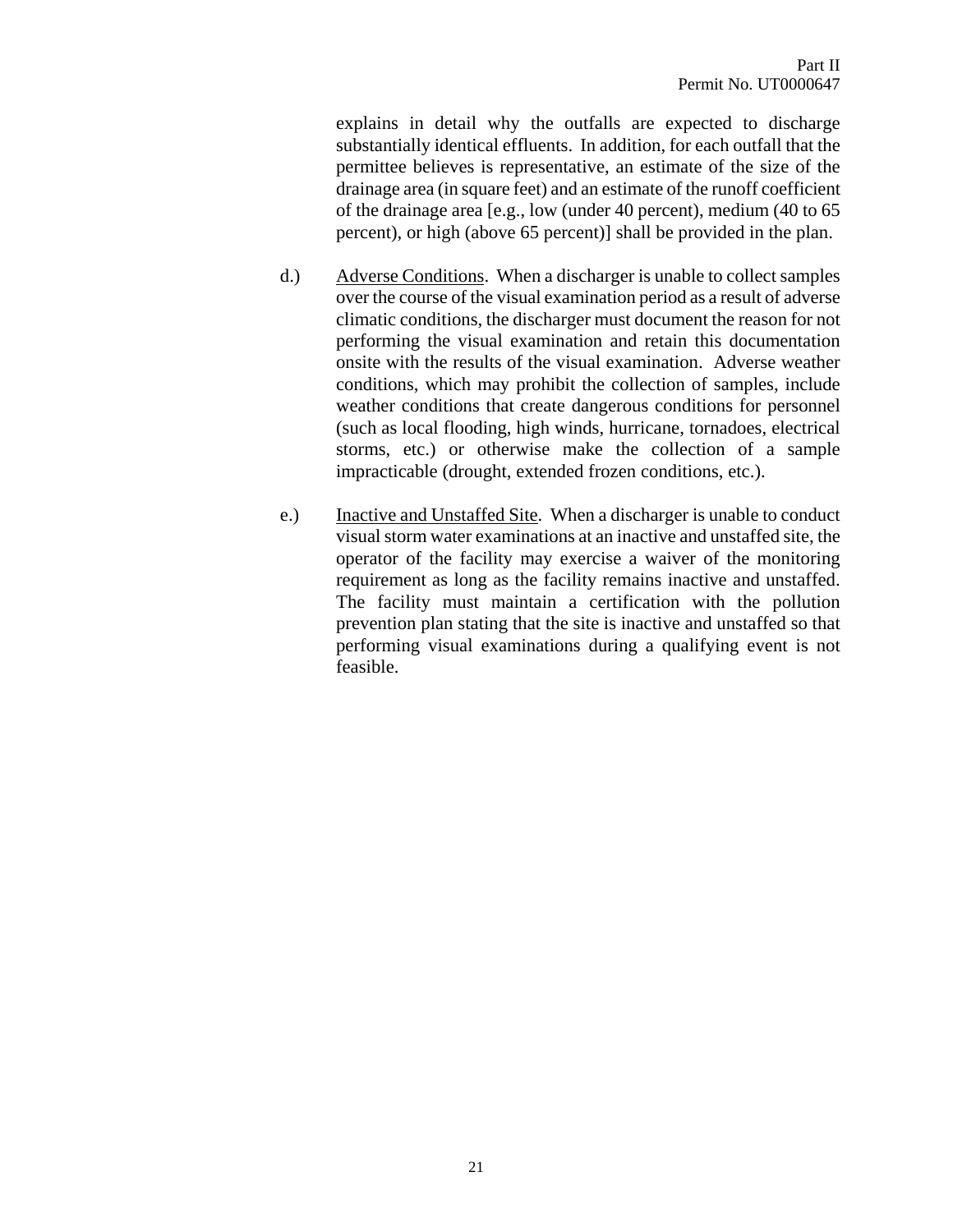explains in detail why the outfalls are expected to discharge substantially identical effluents. In addition, for each outfall that the permittee believes is representative, an estimate of the size of the drainage area (in square feet) and an estimate of the runoff coefficient of the drainage area [e.g., low (under 40 percent), medium (40 to 65 percent), or high (above 65 percent)] shall be provided in the plan.

d.) Adverse Conditions. When a discharger is unable to collect samples over the course of the visual examination period as a result of adverse climatic conditions, the discharger must document the reason for not performing the visual examination and retain this documentation onsite with the results of the visual examination. Adverse weather conditions, which may prohibit the collection of samples, include weather conditions that create dangerous conditions for personnel (such as local flooding, high winds, hurricane, tornadoes, electrical storms, etc.) or otherwise make the collection of a sample impracticable (drought, extended frozen conditions, etc.).

e.) Inactive and Unstaffed Site. When a discharger is unable to conduct visual storm water examinations at an inactive and unstaffed site, the operator of the facility may exercise a waiver of the monitoring requirement as long as the facility remains inactive and unstaffed. The facility must maintain a certification with the pollution prevention plan stating that the site is inactive and unstaffed so that performing visual examinations during a qualifying event is not feasible.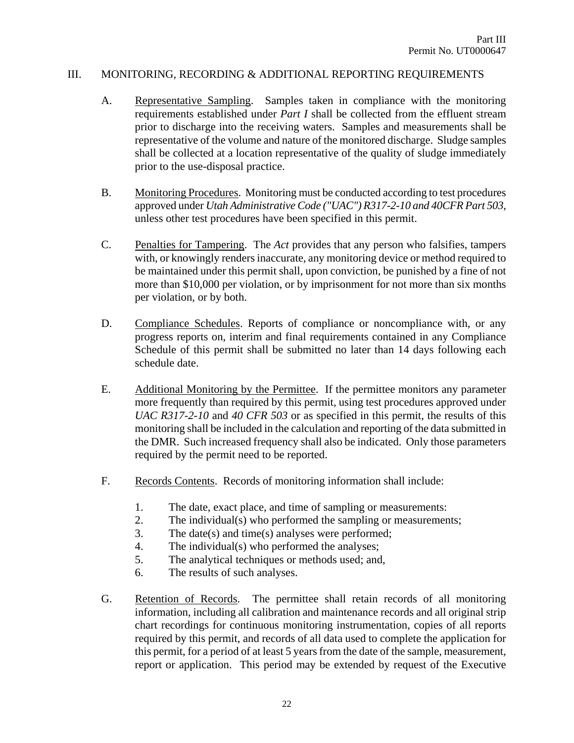## III. MONITORING, RECORDING & ADDITIONAL REPORTING REQUIREMENTS

A. Representative Sampling. Samples taken in compliance with the monitoring requirements established under *Part I* shall be collected from the effluent stream prior to discharge into the receiving waters. Samples and measurements shall be representative of the volume and nature of the monitored discharge. Sludge samples shall be collected at a location representative of the quality of sludge immediately prior to the use-disposal practice.

B. Monitoring Procedures. Monitoring must be conducted according to test procedures approved under *Utah Administrative Code ("UAC") R317-2-10 and 40CFR Part 503*, unless other test procedures have been specified in this permit.

C. Penalties for Tampering. The *Act* provides that any person who falsifies, tampers with, or knowingly renders inaccurate, any monitoring device or method required to be maintained under this permit shall, upon conviction, be punished by a fine of not more than $10,000 per violation, or by imprisonment for not more than six months per violation, or by both.

D. Compliance Schedules. Reports of compliance or noncompliance with, or any progress reports on, interim and final requirements contained in any Compliance Schedule of this permit shall be submitted no later than 14 days following each schedule date.

E. Additional Monitoring by the Permittee. If the permittee monitors any parameter more frequently than required by this permit, using test procedures approved under *UAC R317-2-10* and *40 CFR 503* or as specified in this permit, the results of this monitoring shall be included in the calculation and reporting of the data submitted in the DMR. Such increased frequency shall also be indicated. Only those parameters required by the permit need to be reported.

F. Records Contents. Records of monitoring information shall include:

1. The date, exact place, and time of sampling or measurements:
2. The individual(s) who performed the sampling or measurements;
3. The date(s) and time(s) analyses were performed;
4. The individual(s) who performed the analyses;
5. The analytical techniques or methods used; and,
6. The results of such analyses.

G. Retention of Records. The permittee shall retain records of all monitoring information, including all calibration and maintenance records and all original strip chart recordings for continuous monitoring instrumentation, copies of all reports required by this permit, and records of all data used to complete the application for this permit, for a period of at least 5 years from the date of the sample, measurement, report or application. This period may be extended by request of the Executive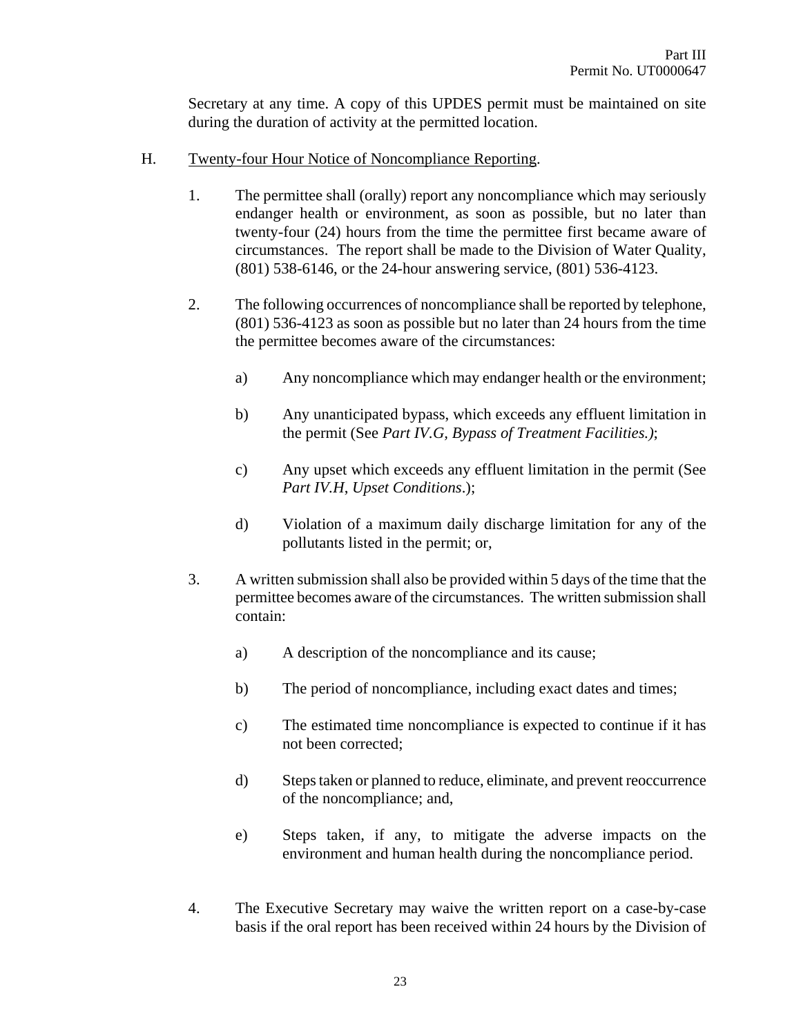Secretary at any time. A copy of this UPDES permit must be maintained on site during the duration of activity at the permitted location.

H. Twenty-four Hour Notice of Noncompliance Reporting.

1. The permittee shall (orally) report any noncompliance which may seriously endanger health or environment, as soon as possible, but no later than twenty-four (24) hours from the time the permittee first became aware of circumstances. The report shall be made to the Division of Water Quality, (801) 538-6146, or the 24-hour answering service, (801) 536-4123.

2. The following occurrences of noncompliance shall be reported by telephone, (801) 536-4123 as soon as possible but no later than 24 hours from the time the permittee becomes aware of the circumstances:

   a) Any noncompliance which may endanger health or the environment;

   b) Any unanticipated bypass, which exceeds any effluent limitation in the permit (See *Part IV.G, Bypass of Treatment Facilities.)*;

   c) Any upset which exceeds any effluent limitation in the permit (See *Part IV.H, Upset Conditions*.);

   d) Violation of a maximum daily discharge limitation for any of the pollutants listed in the permit; or,

3. A written submission shall also be provided within 5 days of the time that the permittee becomes aware of the circumstances. The written submission shall contain:

   a) A description of the noncompliance and its cause;

   b) The period of noncompliance, including exact dates and times;

   c) The estimated time noncompliance is expected to continue if it has not been corrected;

   d) Steps taken or planned to reduce, eliminate, and prevent reoccurrence of the noncompliance; and,

   e) Steps taken, if any, to mitigate the adverse impacts on the environment and human health during the noncompliance period.

4. The Executive Secretary may waive the written report on a case-by-case basis if the oral report has been received within 24 hours by the Division of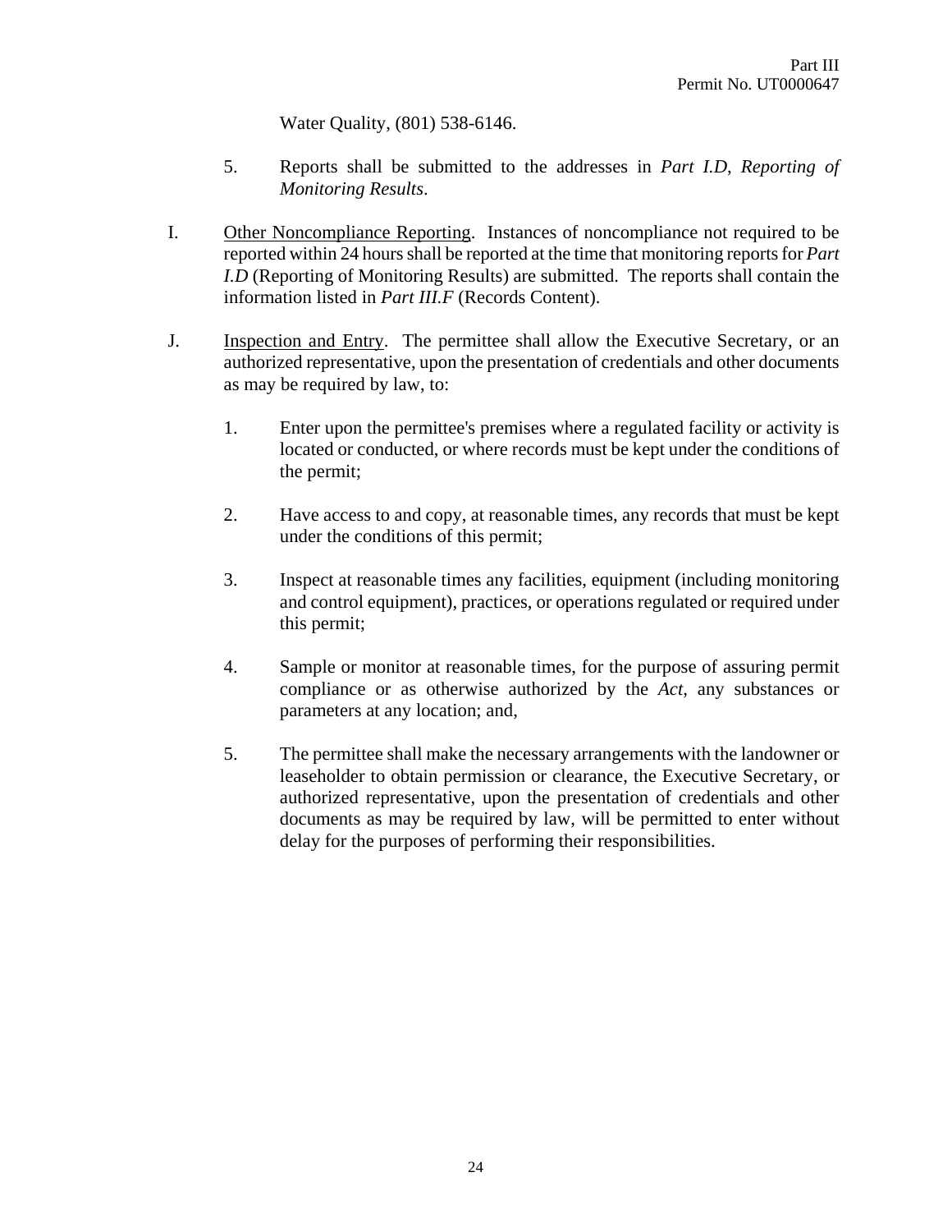Water Quality, (801) 538-6146.

5. Reports shall be submitted to the addresses in *Part I.D*, *Reporting of Monitoring Results*.

I. Other Noncompliance Reporting. Instances of noncompliance not required to be reported within 24 hours shall be reported at the time that monitoring reports for *Part I.D* (Reporting of Monitoring Results) are submitted. The reports shall contain the information listed in *Part III.F* (Records Content).

J. Inspection and Entry. The permittee shall allow the Executive Secretary, or an authorized representative, upon the presentation of credentials and other documents as may be required by law, to:

1. Enter upon the permittee's premises where a regulated facility or activity is located or conducted, or where records must be kept under the conditions of the permit;

2. Have access to and copy, at reasonable times, any records that must be kept under the conditions of this permit;

3. Inspect at reasonable times any facilities, equipment (including monitoring and control equipment), practices, or operations regulated or required under this permit;

4. Sample or monitor at reasonable times, for the purpose of assuring permit compliance or as otherwise authorized by the *Act*, any substances or parameters at any location; and,

5. The permittee shall make the necessary arrangements with the landowner or leaseholder to obtain permission or clearance, the Executive Secretary, or authorized representative, upon the presentation of credentials and other documents as may be required by law, will be permitted to enter without delay for the purposes of performing their responsibilities.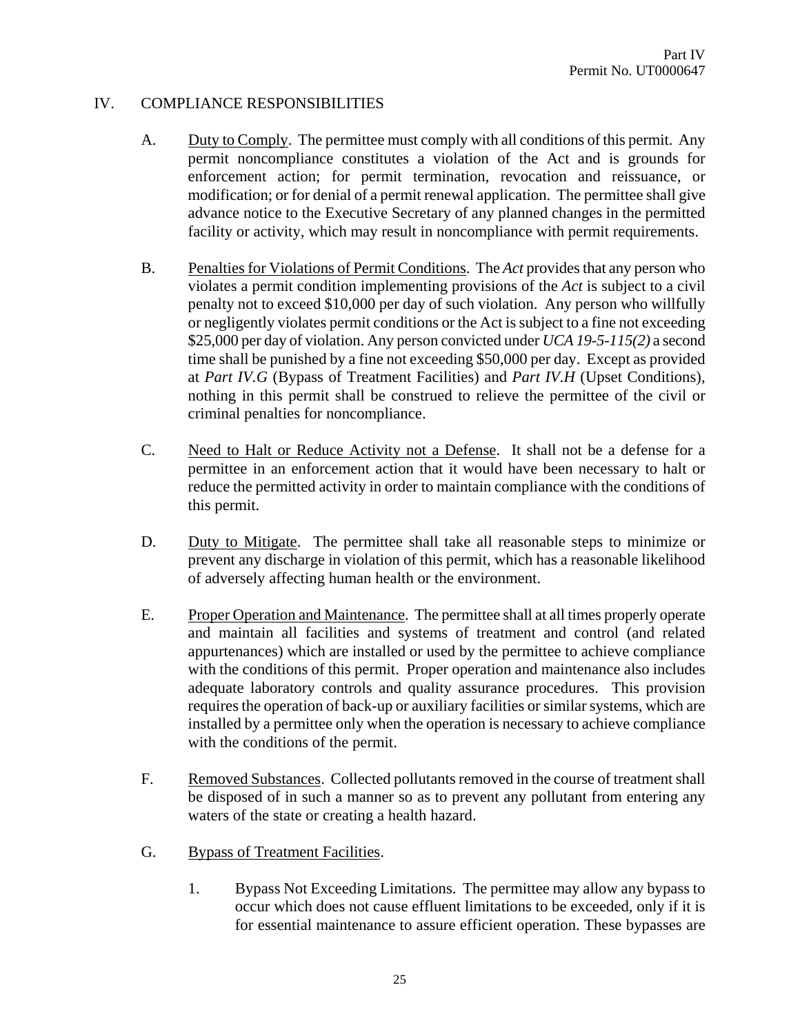## IV. COMPLIANCE RESPONSIBILITIES

A. Duty to Comply. The permittee must comply with all conditions of this permit. Any permit noncompliance constitutes a violation of the Act and is grounds for enforcement action; for permit termination, revocation and reissuance, or modification; or for denial of a permit renewal application. The permittee shall give advance notice to the Executive Secretary of any planned changes in the permitted facility or activity, which may result in noncompliance with permit requirements.

B. Penalties for Violations of Permit Conditions. The *Act* provides that any person who violates a permit condition implementing provisions of the *Act* is subject to a civil penalty not to exceed $10,000 per day of such violation. Any person who willfully or negligently violates permit conditions or the Act is subject to a fine not exceeding $25,000 per day of violation. Any person convicted under *UCA 19-5-115(2)* a second time shall be punished by a fine not exceeding $50,000 per day. Except as provided at *Part IV.G* (Bypass of Treatment Facilities) and *Part IV.H* (Upset Conditions), nothing in this permit shall be construed to relieve the permittee of the civil or criminal penalties for noncompliance.

C. Need to Halt or Reduce Activity not a Defense. It shall not be a defense for a permittee in an enforcement action that it would have been necessary to halt or reduce the permitted activity in order to maintain compliance with the conditions of this permit.

D. Duty to Mitigate. The permittee shall take all reasonable steps to minimize or prevent any discharge in violation of this permit, which has a reasonable likelihood of adversely affecting human health or the environment.

E. Proper Operation and Maintenance. The permittee shall at all times properly operate and maintain all facilities and systems of treatment and control (and related appurtenances) which are installed or used by the permittee to achieve compliance with the conditions of this permit. Proper operation and maintenance also includes adequate laboratory controls and quality assurance procedures. This provision requires the operation of back-up or auxiliary facilities or similar systems, which are installed by a permittee only when the operation is necessary to achieve compliance with the conditions of the permit.

F. Removed Substances. Collected pollutants removed in the course of treatment shall be disposed of in such a manner so as to prevent any pollutant from entering any waters of the state or creating a health hazard.

G. Bypass of Treatment Facilities.

1. Bypass Not Exceeding Limitations. The permittee may allow any bypass to occur which does not cause effluent limitations to be exceeded, only if it is for essential maintenance to assure efficient operation. These bypasses are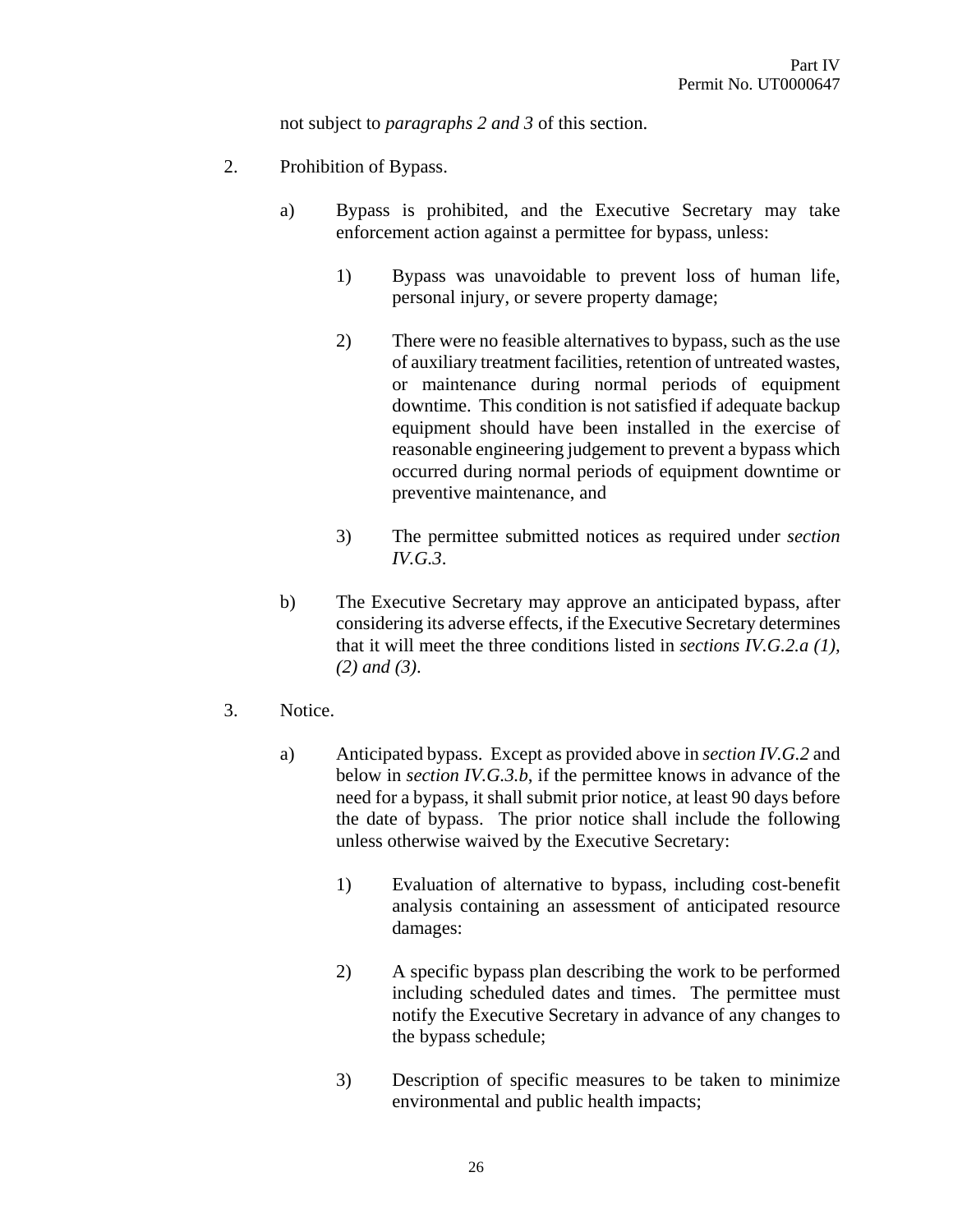not subject to *paragraphs 2 and 3* of this section.

2. Prohibition of Bypass.

   a) Bypass is prohibited, and the Executive Secretary may take enforcement action against a permittee for bypass, unless:

      1) Bypass was unavoidable to prevent loss of human life, personal injury, or severe property damage;

      2) There were no feasible alternatives to bypass, such as the use of auxiliary treatment facilities, retention of untreated wastes, or maintenance during normal periods of equipment downtime. This condition is not satisfied if adequate backup equipment should have been installed in the exercise of reasonable engineering judgement to prevent a bypass which occurred during normal periods of equipment downtime or preventive maintenance, and

      3) The permittee submitted notices as required under *section IV.G.3*.

   b) The Executive Secretary may approve an anticipated bypass, after considering its adverse effects, if the Executive Secretary determines that it will meet the three conditions listed in *sections IV.G.2.a (1), (2) and (3)*.

3. Notice.

   a) Anticipated bypass. Except as provided above in *section IV.G.2* and below in *section IV.G.3.b*, if the permittee knows in advance of the need for a bypass, it shall submit prior notice, at least 90 days before the date of bypass. The prior notice shall include the following unless otherwise waived by the Executive Secretary:

      1) Evaluation of alternative to bypass, including cost-benefit analysis containing an assessment of anticipated resource damages:

      2) A specific bypass plan describing the work to be performed including scheduled dates and times. The permittee must notify the Executive Secretary in advance of any changes to the bypass schedule;

      3) Description of specific measures to be taken to minimize environmental and public health impacts;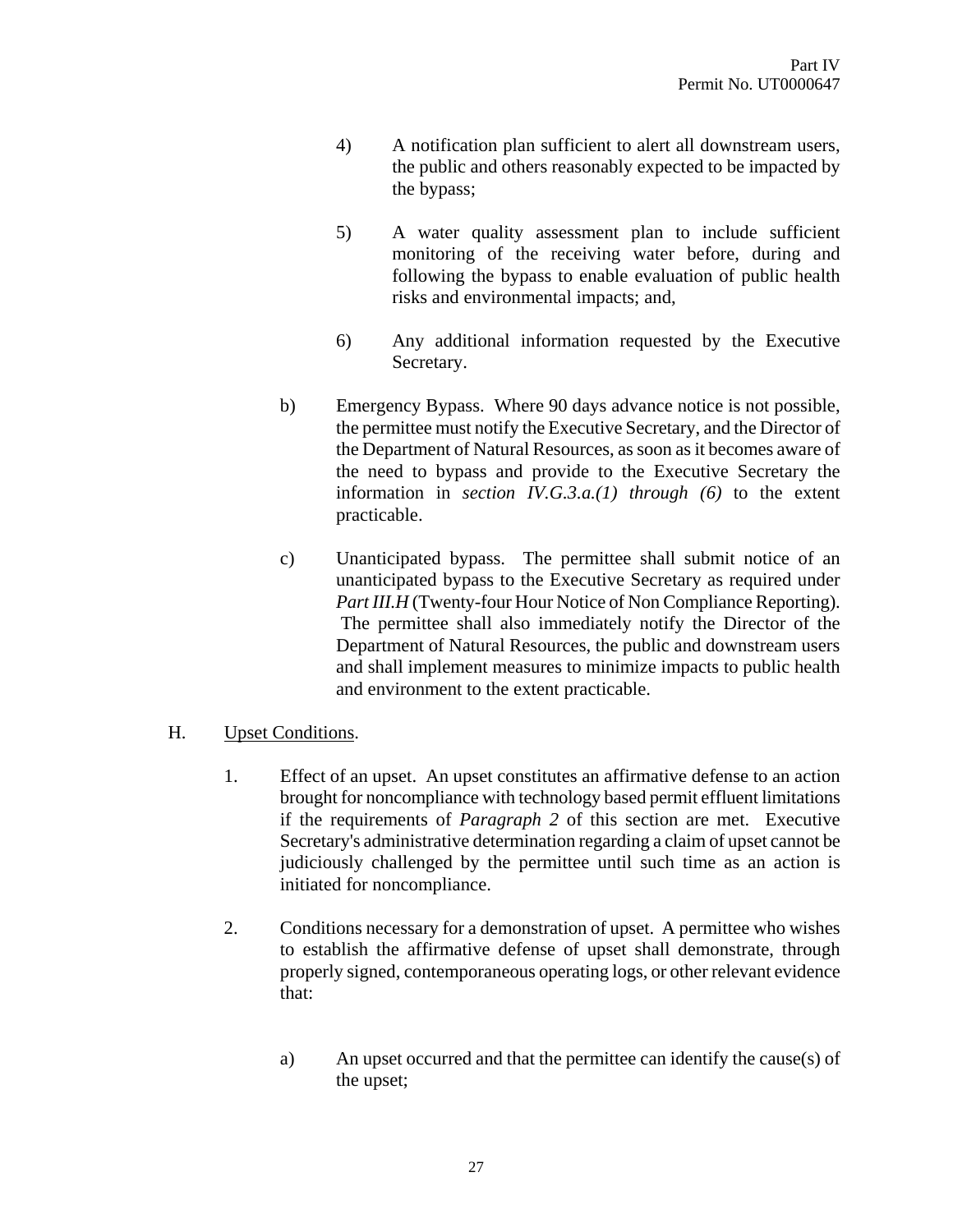4) A notification plan sufficient to alert all downstream users, the public and others reasonably expected to be impacted by the bypass;

5) A water quality assessment plan to include sufficient monitoring of the receiving water before, during and following the bypass to enable evaluation of public health risks and environmental impacts; and,

6) Any additional information requested by the Executive Secretary.

b) Emergency Bypass. Where 90 days advance notice is not possible, the permittee must notify the Executive Secretary, and the Director of the Department of Natural Resources, as soon as it becomes aware of the need to bypass and provide to the Executive Secretary the information in *section IV.G.3.a.(1) through (6)* to the extent practicable.

c) Unanticipated bypass. The permittee shall submit notice of an unanticipated bypass to the Executive Secretary as required under *Part III.H* (Twenty-four Hour Notice of Non Compliance Reporting). The permittee shall also immediately notify the Director of the Department of Natural Resources, the public and downstream users and shall implement measures to minimize impacts to public health and environment to the extent practicable.

H. Upset Conditions.

1. Effect of an upset. An upset constitutes an affirmative defense to an action brought for noncompliance with technology based permit effluent limitations if the requirements of *Paragraph 2* of this section are met. Executive Secretary's administrative determination regarding a claim of upset cannot be judiciously challenged by the permittee until such time as an action is initiated for noncompliance.

2. Conditions necessary for a demonstration of upset. A permittee who wishes to establish the affirmative defense of upset shall demonstrate, through properly signed, contemporaneous operating logs, or other relevant evidence that:

a) An upset occurred and that the permittee can identify the cause(s) of the upset;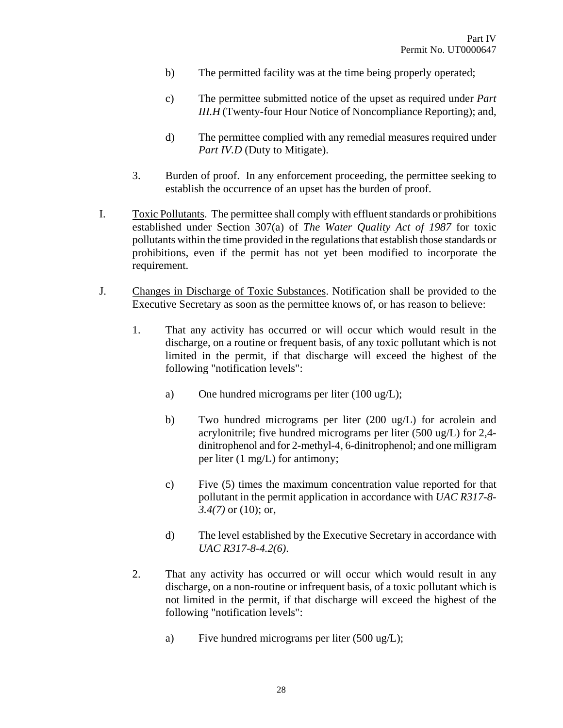b) The permitted facility was at the time being properly operated;

c) The permittee submitted notice of the upset as required under *Part III.H* (Twenty-four Hour Notice of Noncompliance Reporting); and,

d) The permittee complied with any remedial measures required under *Part IV.D* (Duty to Mitigate).

3. Burden of proof. In any enforcement proceeding, the permittee seeking to establish the occurrence of an upset has the burden of proof.

I. Toxic Pollutants. The permittee shall comply with effluent standards or prohibitions established under Section 307(a) of *The Water Quality Act of 1987* for toxic pollutants within the time provided in the regulations that establish those standards or prohibitions, even if the permit has not yet been modified to incorporate the requirement.

J. Changes in Discharge of Toxic Substances. Notification shall be provided to the Executive Secretary as soon as the permittee knows of, or has reason to believe:

1. That any activity has occurred or will occur which would result in the discharge, on a routine or frequent basis, of any toxic pollutant which is not limited in the permit, if that discharge will exceed the highest of the following "notification levels":

   a) One hundred micrograms per liter (100 ug/L);

   b) Two hundred micrograms per liter (200 ug/L) for acrolein and acrylonitrile; five hundred micrograms per liter (500 ug/L) for 2,4-dinitrophenol and for 2-methyl-4, 6-dinitrophenol; and one milligram per liter (1 mg/L) for antimony;

   c) Five (5) times the maximum concentration value reported for that pollutant in the permit application in accordance with *UAC R317-8-3.4(7)* or (10); or,

   d) The level established by the Executive Secretary in accordance with *UAC R317-8-4.2(6)*.

2. That any activity has occurred or will occur which would result in any discharge, on a non-routine or infrequent basis, of a toxic pollutant which is not limited in the permit, if that discharge will exceed the highest of the following "notification levels":

   a) Five hundred micrograms per liter (500 ug/L);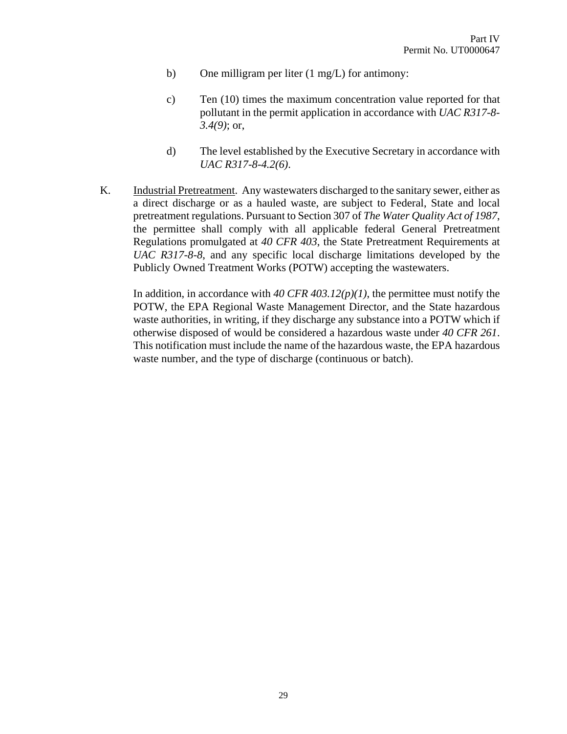b) One milligram per liter (1 mg/L) for antimony:

c) Ten (10) times the maximum concentration value reported for that pollutant in the permit application in accordance with *UAC R317-8-3.4(9)*; or,

d) The level established by the Executive Secretary in accordance with *UAC R317-8-4.2(6)*.

K. Industrial Pretreatment. Any wastewaters discharged to the sanitary sewer, either as a direct discharge or as a hauled waste, are subject to Federal, State and local pretreatment regulations. Pursuant to Section 307 of *The Water Quality Act of 1987*, the permittee shall comply with all applicable federal General Pretreatment Regulations promulgated at *40 CFR 403*, the State Pretreatment Requirements at *UAC R317-8-8*, and any specific local discharge limitations developed by the Publicly Owned Treatment Works (POTW) accepting the wastewaters.

In addition, in accordance with *40 CFR 403.12(p)(1)*, the permittee must notify the POTW, the EPA Regional Waste Management Director, and the State hazardous waste authorities, in writing, if they discharge any substance into a POTW which if otherwise disposed of would be considered a hazardous waste under *40 CFR 261*. This notification must include the name of the hazardous waste, the EPA hazardous waste number, and the type of discharge (continuous or batch).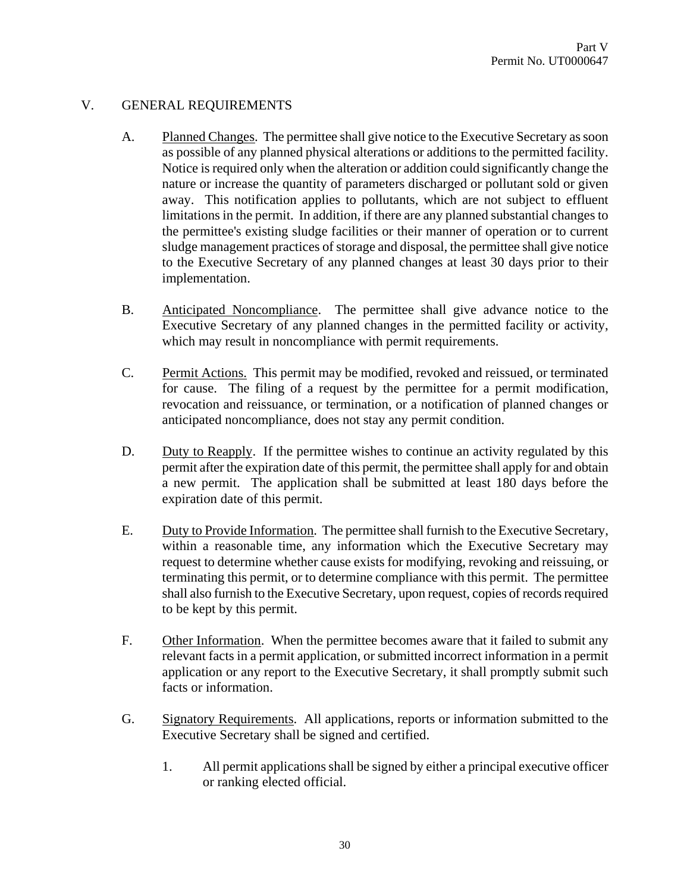## V. GENERAL REQUIREMENTS

A. Planned Changes. The permittee shall give notice to the Executive Secretary as soon as possible of any planned physical alterations or additions to the permitted facility. Notice is required only when the alteration or addition could significantly change the nature or increase the quantity of parameters discharged or pollutant sold or given away. This notification applies to pollutants, which are not subject to effluent limitations in the permit. In addition, if there are any planned substantial changes to the permittee's existing sludge facilities or their manner of operation or to current sludge management practices of storage and disposal, the permittee shall give notice to the Executive Secretary of any planned changes at least 30 days prior to their implementation.

B. Anticipated Noncompliance. The permittee shall give advance notice to the Executive Secretary of any planned changes in the permitted facility or activity, which may result in noncompliance with permit requirements.

C. Permit Actions. This permit may be modified, revoked and reissued, or terminated for cause. The filing of a request by the permittee for a permit modification, revocation and reissuance, or termination, or a notification of planned changes or anticipated noncompliance, does not stay any permit condition.

D. Duty to Reapply. If the permittee wishes to continue an activity regulated by this permit after the expiration date of this permit, the permittee shall apply for and obtain a new permit. The application shall be submitted at least 180 days before the expiration date of this permit.

E. Duty to Provide Information. The permittee shall furnish to the Executive Secretary, within a reasonable time, any information which the Executive Secretary may request to determine whether cause exists for modifying, revoking and reissuing, or terminating this permit, or to determine compliance with this permit. The permittee shall also furnish to the Executive Secretary, upon request, copies of records required to be kept by this permit.

F. Other Information. When the permittee becomes aware that it failed to submit any relevant facts in a permit application, or submitted incorrect information in a permit application or any report to the Executive Secretary, it shall promptly submit such facts or information.

G. Signatory Requirements. All applications, reports or information submitted to the Executive Secretary shall be signed and certified.

1. All permit applications shall be signed by either a principal executive officer or ranking elected official.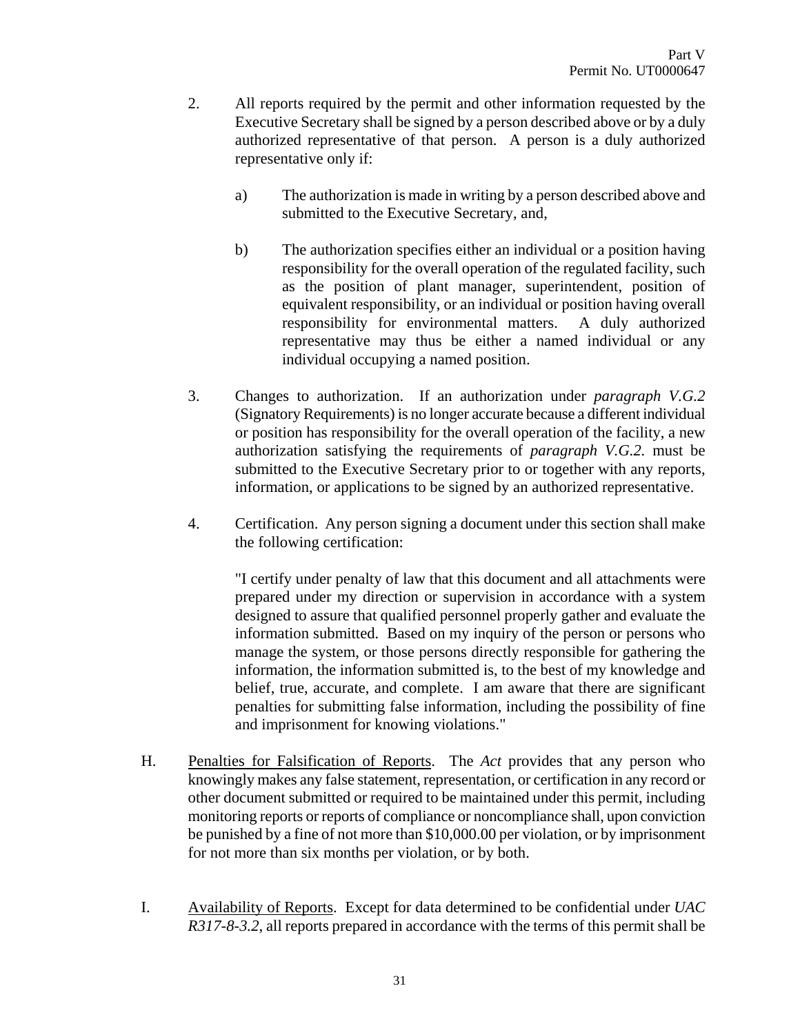2. All reports required by the permit and other information requested by the Executive Secretary shall be signed by a person described above or by a duly authorized representative of that person. A person is a duly authorized representative only if:

   a) The authorization is made in writing by a person described above and submitted to the Executive Secretary, and,

   b) The authorization specifies either an individual or a position having responsibility for the overall operation of the regulated facility, such as the position of plant manager, superintendent, position of equivalent responsibility, or an individual or position having overall responsibility for environmental matters. A duly authorized representative may thus be either a named individual or any individual occupying a named position.

3. Changes to authorization. If an authorization under *paragraph V.G.2* (Signatory Requirements) is no longer accurate because a different individual or position has responsibility for the overall operation of the facility, a new authorization satisfying the requirements of *paragraph V.G.2.* must be submitted to the Executive Secretary prior to or together with any reports, information, or applications to be signed by an authorized representative.

4. Certification. Any person signing a document under this section shall make the following certification:

   "I certify under penalty of law that this document and all attachments were prepared under my direction or supervision in accordance with a system designed to assure that qualified personnel properly gather and evaluate the information submitted. Based on my inquiry of the person or persons who manage the system, or those persons directly responsible for gathering the information, the information submitted is, to the best of my knowledge and belief, true, accurate, and complete. I am aware that there are significant penalties for submitting false information, including the possibility of fine and imprisonment for knowing violations."

H. Penalties for Falsification of Reports. The *Act* provides that any person who knowingly makes any false statement, representation, or certification in any record or other document submitted or required to be maintained under this permit, including monitoring reports or reports of compliance or noncompliance shall, upon conviction be punished by a fine of not more than $10,000.00 per violation, or by imprisonment for not more than six months per violation, or by both.

I. Availability of Reports. Except for data determined to be confidential under *UAC R317-8-3.2*, all reports prepared in accordance with the terms of this permit shall be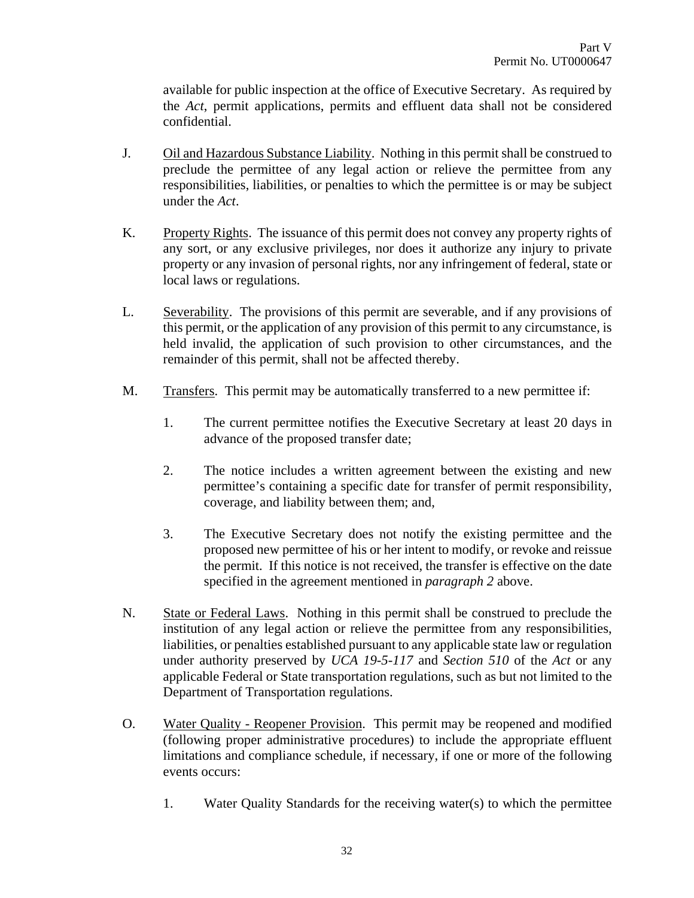available for public inspection at the office of Executive Secretary. As required by the *Act*, permit applications, permits and effluent data shall not be considered confidential.

J. Oil and Hazardous Substance Liability. Nothing in this permit shall be construed to preclude the permittee of any legal action or relieve the permittee from any responsibilities, liabilities, or penalties to which the permittee is or may be subject under the *Act*.

K. Property Rights. The issuance of this permit does not convey any property rights of any sort, or any exclusive privileges, nor does it authorize any injury to private property or any invasion of personal rights, nor any infringement of federal, state or local laws or regulations.

L. Severability. The provisions of this permit are severable, and if any provisions of this permit, or the application of any provision of this permit to any circumstance, is held invalid, the application of such provision to other circumstances, and the remainder of this permit, shall not be affected thereby.

M. Transfers. This permit may be automatically transferred to a new permittee if:

1. The current permittee notifies the Executive Secretary at least 20 days in advance of the proposed transfer date;

2. The notice includes a written agreement between the existing and new permittee's containing a specific date for transfer of permit responsibility, coverage, and liability between them; and,

3. The Executive Secretary does not notify the existing permittee and the proposed new permittee of his or her intent to modify, or revoke and reissue the permit. If this notice is not received, the transfer is effective on the date specified in the agreement mentioned in *paragraph 2* above.

N. State or Federal Laws. Nothing in this permit shall be construed to preclude the institution of any legal action or relieve the permittee from any responsibilities, liabilities, or penalties established pursuant to any applicable state law or regulation under authority preserved by *UCA 19-5-117* and *Section 510* of the *Act* or any applicable Federal or State transportation regulations, such as but not limited to the Department of Transportation regulations.

O. Water Quality - Reopener Provision. This permit may be reopened and modified (following proper administrative procedures) to include the appropriate effluent limitations and compliance schedule, if necessary, if one or more of the following events occurs:

1. Water Quality Standards for the receiving water(s) to which the permittee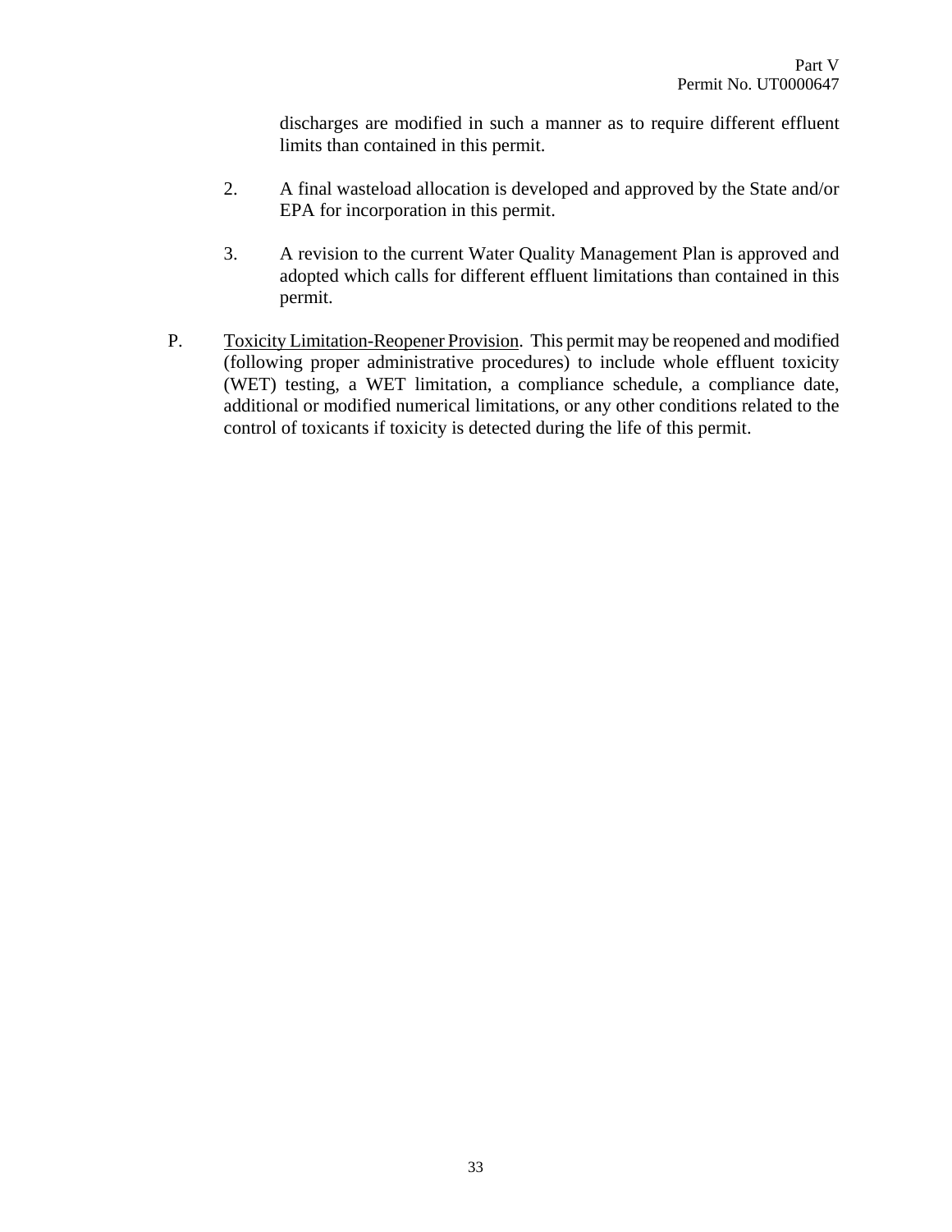discharges are modified in such a manner as to require different effluent limits than contained in this permit.

2. A final wasteload allocation is developed and approved by the State and/or EPA for incorporation in this permit.

3. A revision to the current Water Quality Management Plan is approved and adopted which calls for different effluent limitations than contained in this permit.

P. <u>Toxicity Limitation-Reopener Provision</u>. This permit may be reopened and modified (following proper administrative procedures) to include whole effluent toxicity (WET) testing, a WET limitation, a compliance schedule, a compliance date, additional or modified numerical limitations, or any other conditions related to the control of toxicants if toxicity is detected during the life of this permit.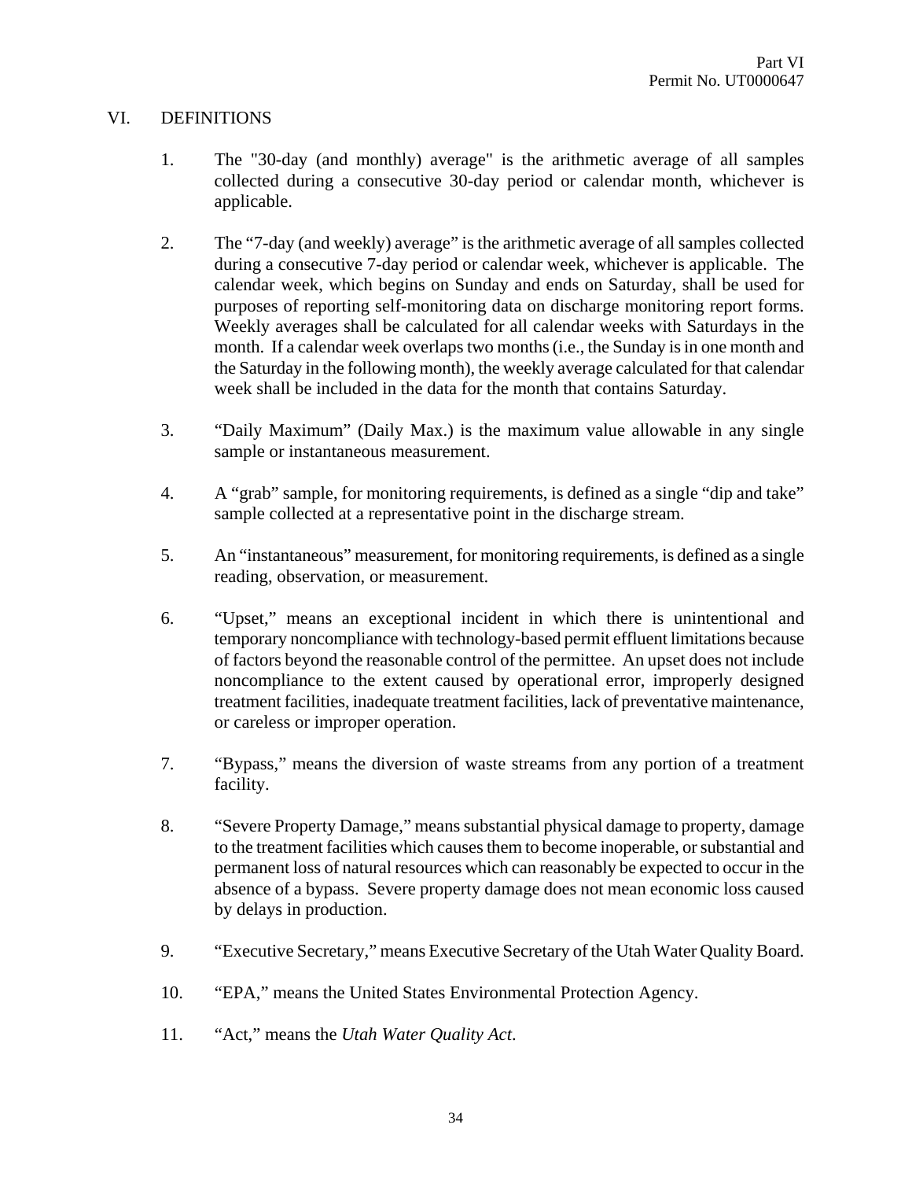## VI. DEFINITIONS

1. The "30-day (and monthly) average" is the arithmetic average of all samples collected during a consecutive 30-day period or calendar month, whichever is applicable.

2. The "7-day (and weekly) average" is the arithmetic average of all samples collected during a consecutive 7-day period or calendar week, whichever is applicable. The calendar week, which begins on Sunday and ends on Saturday, shall be used for purposes of reporting self-monitoring data on discharge monitoring report forms. Weekly averages shall be calculated for all calendar weeks with Saturdays in the month. If a calendar week overlaps two months (i.e., the Sunday is in one month and the Saturday in the following month), the weekly average calculated for that calendar week shall be included in the data for the month that contains Saturday.

3. "Daily Maximum" (Daily Max.) is the maximum value allowable in any single sample or instantaneous measurement.

4. A "grab" sample, for monitoring requirements, is defined as a single "dip and take" sample collected at a representative point in the discharge stream.

5. An "instantaneous" measurement, for monitoring requirements, is defined as a single reading, observation, or measurement.

6. "Upset," means an exceptional incident in which there is unintentional and temporary noncompliance with technology-based permit effluent limitations because of factors beyond the reasonable control of the permittee. An upset does not include noncompliance to the extent caused by operational error, improperly designed treatment facilities, inadequate treatment facilities, lack of preventative maintenance, or careless or improper operation.

7. "Bypass," means the diversion of waste streams from any portion of a treatment facility.

8. "Severe Property Damage," means substantial physical damage to property, damage to the treatment facilities which causes them to become inoperable, or substantial and permanent loss of natural resources which can reasonably be expected to occur in the absence of a bypass. Severe property damage does not mean economic loss caused by delays in production.

9. "Executive Secretary," means Executive Secretary of the Utah Water Quality Board.

10. "EPA," means the United States Environmental Protection Agency.

11. "Act," means the *Utah Water Quality Act*.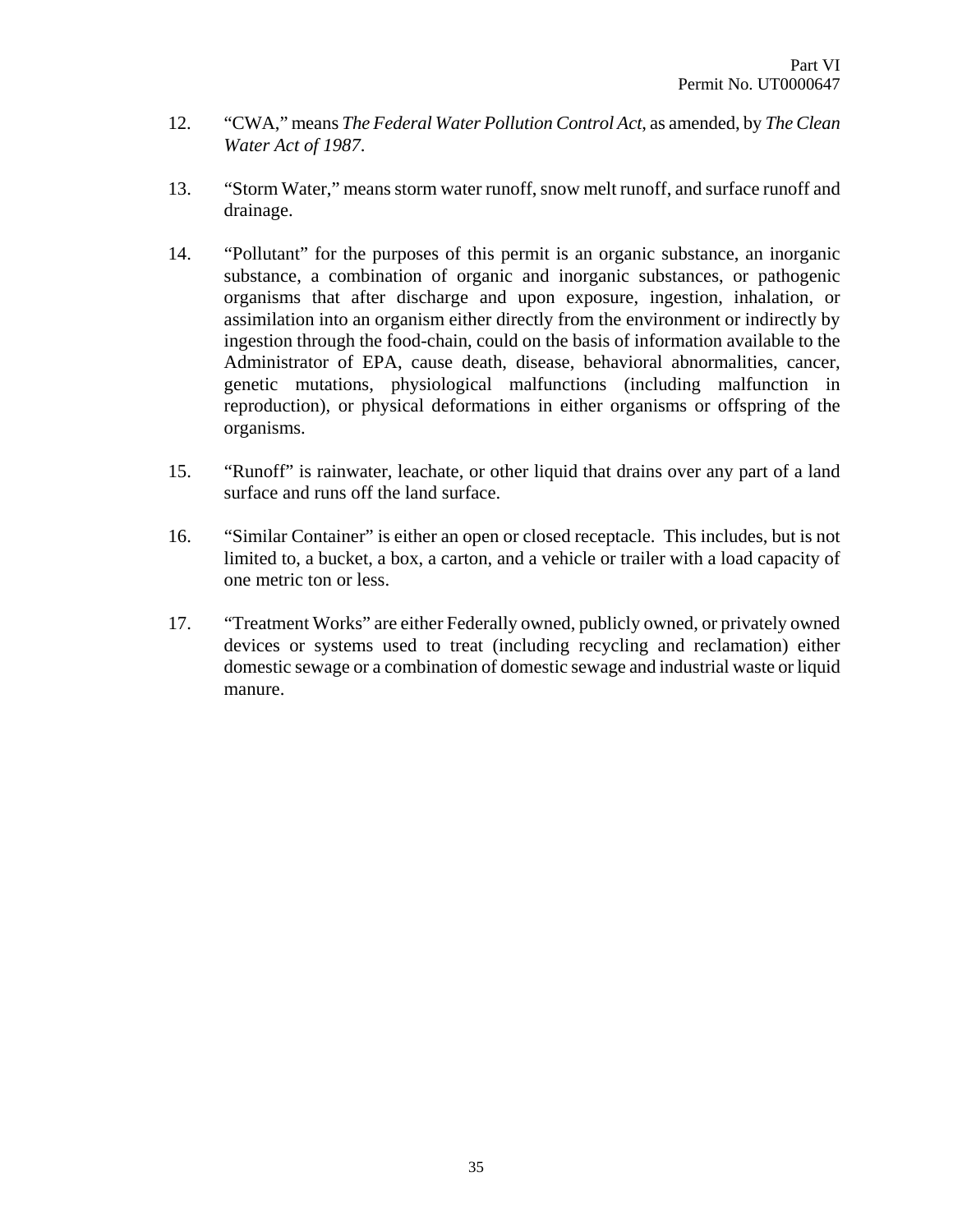12. "CWA," means *The Federal Water Pollution Control Act*, as amended, by *The Clean Water Act of 1987*.

13. "Storm Water," means storm water runoff, snow melt runoff, and surface runoff and drainage.

14. "Pollutant" for the purposes of this permit is an organic substance, an inorganic substance, a combination of organic and inorganic substances, or pathogenic organisms that after discharge and upon exposure, ingestion, inhalation, or assimilation into an organism either directly from the environment or indirectly by ingestion through the food-chain, could on the basis of information available to the Administrator of EPA, cause death, disease, behavioral abnormalities, cancer, genetic mutations, physiological malfunctions (including malfunction in reproduction), or physical deformations in either organisms or offspring of the organisms.

15. "Runoff" is rainwater, leachate, or other liquid that drains over any part of a land surface and runs off the land surface.

16. "Similar Container" is either an open or closed receptacle. This includes, but is not limited to, a bucket, a box, a carton, and a vehicle or trailer with a load capacity of one metric ton or less.

17. "Treatment Works" are either Federally owned, publicly owned, or privately owned devices or systems used to treat (including recycling and reclamation) either domestic sewage or a combination of domestic sewage and industrial waste or liquid manure.